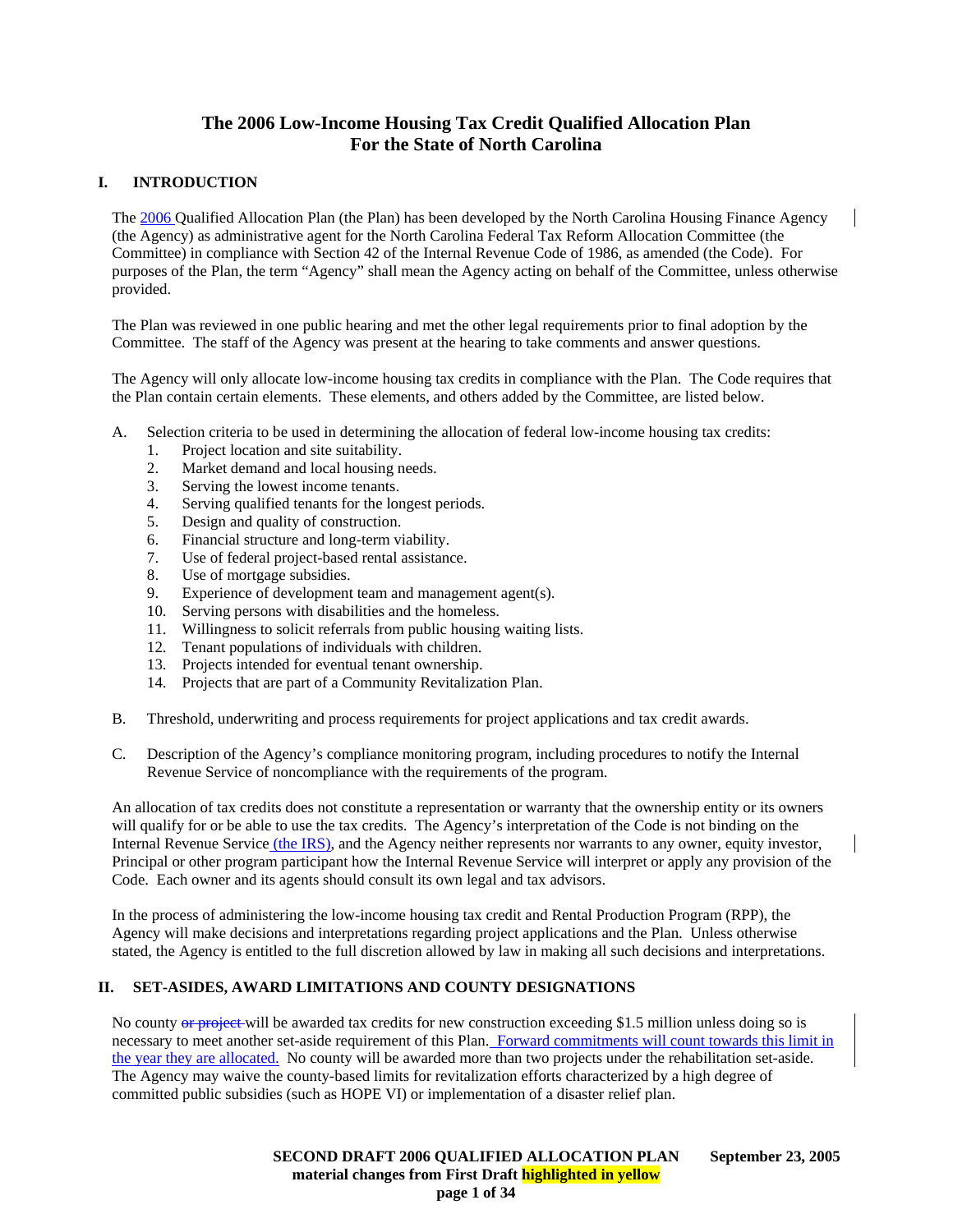# The 2006 Low-Income Housing Tax Credit Qualified Allocation Plan For the State of North Carolina

## I. INTRODUCTION

The 2006 Qualified Allocation Plan (the Plan) has been developed by the North Carolina Housing Finance Agency (the Agency) as administrative agent for the North Carolina Federal Tax Reform Allocation Committee (the Committee) in compliance with Section 42 of the Internal Revenue Code of 1986, as amended (the Code). For purposes of the Plan, the term "Agency" shall mean the Agency acting on behalf of the Committee, unless otherwise provided.

The Plan was reviewed in one public hearing and met the other legal requirements prior to final adoption by the Committee. The staff of the Agency was present at the hearing to take comments and answer questions.

The Agency will only allocate low-income housing tax credits in compliance with the Plan. The Code requires that the Plan contain certain elements. These elements, and others added by the Committee, are listed below.

A. Selection criteria to be used in determining the allocation of federal low-income housing tax credits:
   1. Project location and site suitability.
   2. Market demand and local housing needs.
   3. Serving the lowest income tenants.
   4. Serving qualified tenants for the longest periods.
   5. Design and quality of construction.
   6. Financial structure and long-term viability.
   7. Use of federal project-based rental assistance.
   8. Use of mortgage subsidies.
   9. Experience of development team and management agent(s).
   10. Serving persons with disabilities and the homeless.
   11. Willingness to solicit referrals from public housing waiting lists.
   12. Tenant populations of individuals with children.
   13. Projects intended for eventual tenant ownership.
   14. Projects that are part of a Community Revitalization Plan.

B. Threshold, underwriting and process requirements for project applications and tax credit awards.

C. Description of the Agency's compliance monitoring program, including procedures to notify the Internal Revenue Service of noncompliance with the requirements of the program.

An allocation of tax credits does not constitute a representation or warranty that the ownership entity or its owners will qualify for or be able to use the tax credits. The Agency's interpretation of the Code is not binding on the Internal Revenue Service (the IRS), and the Agency neither represents nor warrants to any owner, equity investor, Principal or other program participant how the Internal Revenue Service will interpret or apply any provision of the Code. Each owner and its agents should consult its own legal and tax advisors.

In the process of administering the low-income housing tax credit and Rental Production Program (RPP), the Agency will make decisions and interpretations regarding project applications and the Plan. Unless otherwise stated, the Agency is entitled to the full discretion allowed by law in making all such decisions and interpretations.

## II. SET-ASIDES, AWARD LIMITATIONS AND COUNTY DESIGNATIONS

No county ~~or project~~ will be awarded tax credits for new construction exceeding $1.5 million unless doing so is necessary to meet another set-aside requirement of this Plan. Forward commitments will count towards this limit in the year they are allocated. No county will be awarded more than two projects under the rehabilitation set-aside. The Agency may waive the county-based limits for revitalization efforts characterized by a high degree of committed public subsidies (such as HOPE VI) or implementation of a disaster relief plan.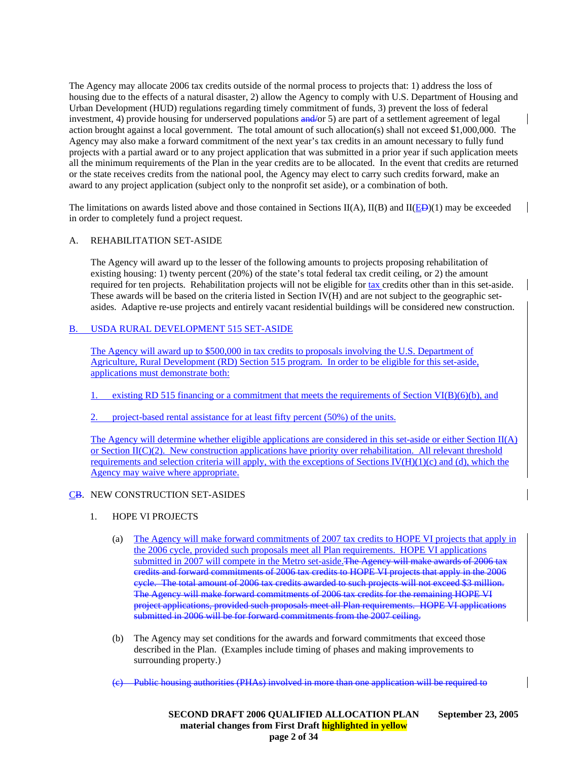The Agency may allocate 2006 tax credits outside of the normal process to projects that: 1) address the loss of housing due to the effects of a natural disaster, 2) allow the Agency to comply with U.S. Department of Housing and Urban Development (HUD) regulations regarding timely commitment of funds, 3) prevent the loss of federal investment, 4) provide housing for underserved populations ~~and~~/or 5) are part of a settlement agreement of legal action brought against a local government. The total amount of such allocation(s) shall not exceed $1,000,000. The Agency may also make a forward commitment of the next year's tax credits in an amount necessary to fully fund projects with a partial award or to any project application that was submitted in a prior year if such application meets all the minimum requirements of the Plan in the year credits are to be allocated. In the event that credits are returned or the state receives credits from the national pool, the Agency may elect to carry such credits forward, make an award to any project application (subject only to the nonprofit set aside), or a combination of both.

The limitations on awards listed above and those contained in Sections II(A), II(B) and II(E~~D~~)(1) may be exceeded in order to completely fund a project request.

A. REHABILITATION SET-ASIDE

The Agency will award up to the lesser of the following amounts to projects proposing rehabilitation of existing housing: 1) twenty percent (20%) of the state's total federal tax credit ceiling, or 2) the amount required for ten projects. Rehabilitation projects will not be eligible for tax credits other than in this set-aside. These awards will be based on the criteria listed in Section IV(H) and are not subject to the geographic set-asides. Adaptive re-use projects and entirely vacant residential buildings will be considered new construction.

B. USDA RURAL DEVELOPMENT 515 SET-ASIDE

The Agency will award up to $500,000 in tax credits to proposals involving the U.S. Department of Agriculture, Rural Development (RD) Section 515 program. In order to be eligible for this set-aside, applications must demonstrate both:

1. existing RD 515 financing or a commitment that meets the requirements of Section VI(B)(6)(b), and

2. project-based rental assistance for at least fifty percent (50%) of the units.

The Agency will determine whether eligible applications are considered in this set-aside or either Section II(A) or Section II(C)(2). New construction applications have priority over rehabilitation. All relevant threshold requirements and selection criteria will apply, with the exceptions of Sections IV(H)(1)(c) and (d), which the Agency may waive where appropriate.

C~~B~~. NEW CONSTRUCTION SET-ASIDES

1. HOPE VI PROJECTS

(a) The Agency will make forward commitments of 2007 tax credits to HOPE VI projects that apply in the 2006 cycle, provided such proposals meet all Plan requirements. HOPE VI applications submitted in 2007 will compete in the Metro set-aside.~~The Agency will make awards of 2006 tax credits and forward commitments of 2006 tax credits to HOPE VI projects that apply in the 2006 cycle. The total amount of 2006 tax credits awarded to such projects will not exceed $3 million. The Agency will make forward commitments of 2006 tax credits for the remaining HOPE VI project applications, provided such proposals meet all Plan requirements. HOPE VI applications submitted in 2006 will be for forward commitments from the 2007 ceiling.~~

(b) The Agency may set conditions for the awards and forward commitments that exceed those described in the Plan. (Examples include timing of phases and making improvements to surrounding property.)

~~(c) Public housing authorities (PHAs) involved in more than one application will be required to~~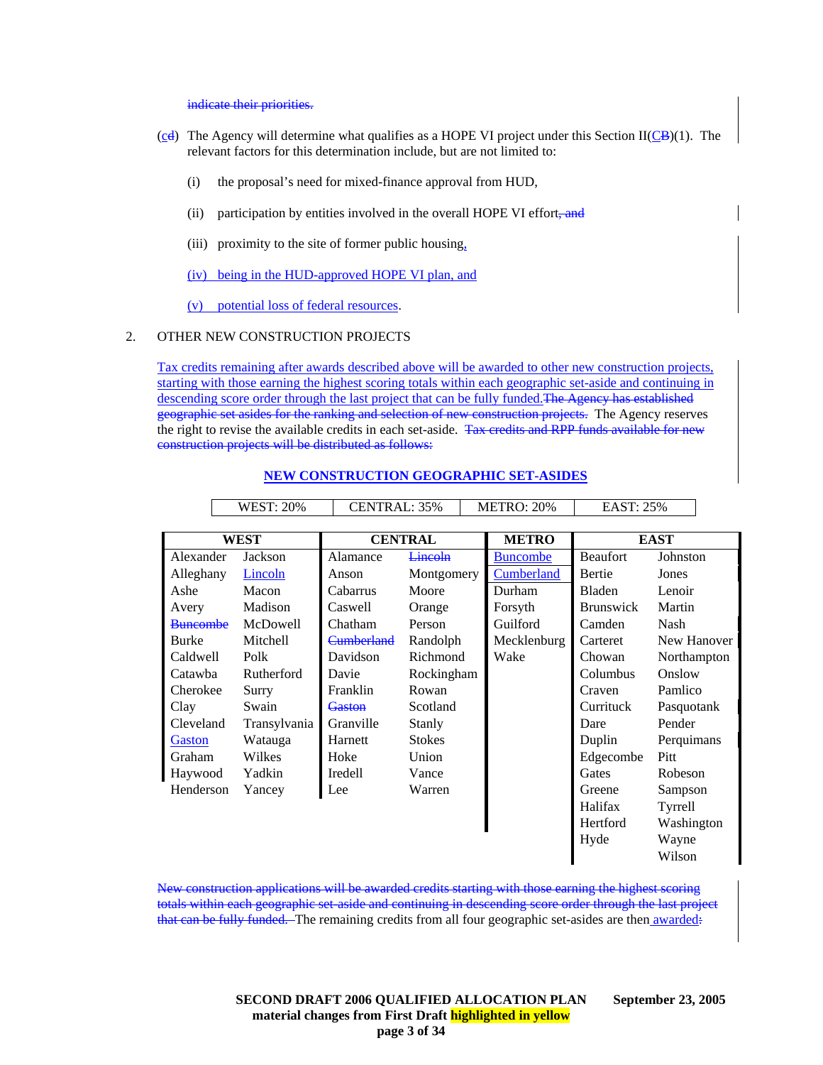indicate their priorities.

(cd) The Agency will determine what qualifies as a HOPE VI project under this Section II(CB)(1). The relevant factors for this determination include, but are not limited to:

(i) the proposal's need for mixed-finance approval from HUD,

(ii) participation by entities involved in the overall HOPE VI effort, and

(iii) proximity to the site of former public housing,

(iv) being in the HUD-approved HOPE VI plan, and

(v) potential loss of federal resources.

2. OTHER NEW CONSTRUCTION PROJECTS

Tax credits remaining after awards described above will be awarded to other new construction projects, starting with those earning the highest scoring totals within each geographic set-aside and continuing in descending score order through the last project that can be fully funded. The Agency has established geographic set asides for the ranking and selection of new construction projects. The Agency reserves the right to revise the available credits in each set-aside. Tax credits and RPP funds available for new construction projects will be distributed as follows:

**NEW CONSTRUCTION GEOGRAPHIC SET-ASIDES**

| WEST: 20% | CENTRAL: 35% | METRO: 20% | EAST: 25% |
|---|---|---|---|

| WEST | | CENTRAL | | METRO | EAST | |
|---|---|---|---|---|---|---|
| Alexander | Jackson | Alamance | Lincoln | Buncombe | Beaufort | Johnston |
| Alleghany | Lincoln | Anson | Montgomery | Cumberland | Bertie | Jones |
| Ashe | Macon | Cabarrus | Moore | Durham | Bladen | Lenoir |
| Avery | Madison | Caswell | Orange | Forsyth | Brunswick | Martin |
| Buncombe | McDowell | Chatham | Person | Guilford | Camden | Nash |
| Burke | Mitchell | Cumberland | Randolph | Mecklenburg | Carteret | New Hanover |
| Caldwell | Polk | Davidson | Richmond | Wake | Chowan | Northampton |
| Catawba | Rutherford | Davie | Rockingham | | Columbus | Onslow |
| Cherokee | Surry | Franklin | Rowan | | Craven | Pamlico |
| Clay | Swain | Gaston | Scotland | | Currituck | Pasquotank |
| Cleveland | Transylvania | Granville | Stanly | | Dare | Pender |
| Gaston | Watauga | Harnett | Stokes | | Duplin | Perquimans |
| Graham | Wilkes | Hoke | Union | | Edgecombe | Pitt |
| Haywood | Yadkin | Iredell | Vance | | Gates | Robeson |
| Henderson | Yancey | Lee | Warren | | Greene | Sampson |
| | | | | | Halifax | Tyrrell |
| | | | | | Hertford | Washington |
| | | | | | Hyde | Wayne |
| | | | | | | Wilson |

New construction applications will be awarded credits starting with those earning the highest scoring totals within each geographic set-aside and continuing in descending score order through the last project that can be fully funded. The remaining credits from all four geographic set-asides are then awarded: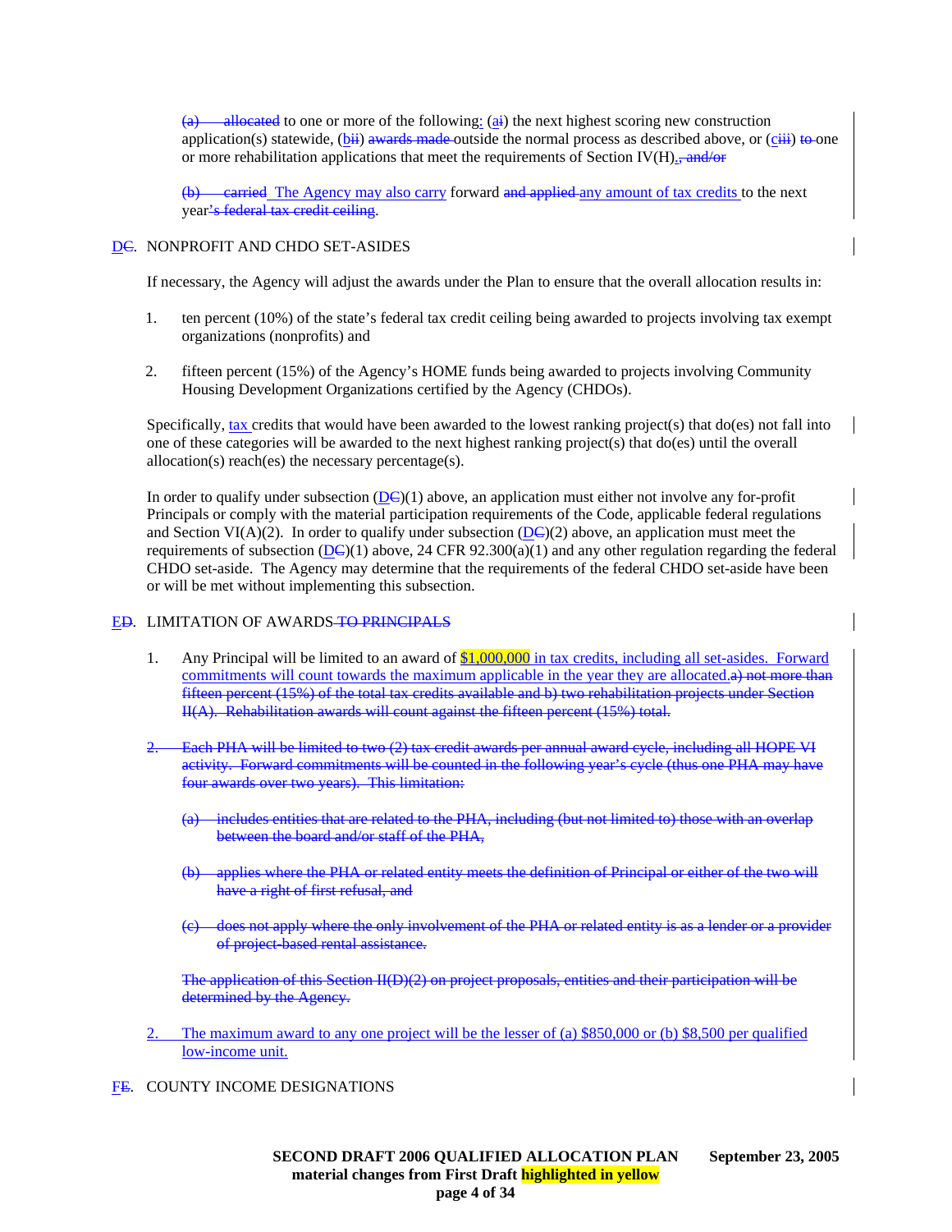(a) allocated to one or more of the following: (ai) the next highest scoring new construction application(s) statewide, (bii) awards made outside the normal process as described above, or (ciii) to one or more rehabilitation applications that meet the requirements of Section IV(H)., and/or

(b) carried The Agency may also carry forward and applied any amount of tax credits to the next year's federal tax credit ceiling.

DC. NONPROFIT AND CHDO SET-ASIDES

If necessary, the Agency will adjust the awards under the Plan to ensure that the overall allocation results in:

1. ten percent (10%) of the state's federal tax credit ceiling being awarded to projects involving tax exempt organizations (nonprofits) and

2. fifteen percent (15%) of the Agency's HOME funds being awarded to projects involving Community Housing Development Organizations certified by the Agency (CHDOs).

Specifically, tax credits that would have been awarded to the lowest ranking project(s) that do(es) not fall into one of these categories will be awarded to the next highest ranking project(s) that do(es) until the overall allocation(s) reach(es) the necessary percentage(s).

In order to qualify under subsection (DC)(1) above, an application must either not involve any for-profit Principals or comply with the material participation requirements of the Code, applicable federal regulations and Section VI(A)(2). In order to qualify under subsection (DC)(2) above, an application must meet the requirements of subsection (DC)(1) above, 24 CFR 92.300(a)(1) and any other regulation regarding the federal CHDO set-aside. The Agency may determine that the requirements of the federal CHDO set-aside have been or will be met without implementing this subsection.

ED. LIMITATION OF AWARDS TO PRINCIPALS

1. Any Principal will be limited to an award of $1,000,000 in tax credits, including all set-asides. Forward commitments will count towards the maximum applicable in the year they are allocated. a) not more than fifteen percent (15%) of the total tax credits available and b) two rehabilitation projects under Section II(A). Rehabilitation awards will count against the fifteen percent (15%) total.

2. Each PHA will be limited to two (2) tax credit awards per annual award cycle, including all HOPE VI activity. Forward commitments will be counted in the following year's cycle (thus one PHA may have four awards over two years). This limitation:

   (a) includes entities that are related to the PHA, including (but not limited to) those with an overlap between the board and/or staff of the PHA,

   (b) applies where the PHA or related entity meets the definition of Principal or either of the two will have a right of first refusal, and

   (c) does not apply where the only involvement of the PHA or related entity is as a lender or a provider of project-based rental assistance.

   The application of this Section II(D)(2) on project proposals, entities and their participation will be determined by the Agency.

2. The maximum award to any one project will be the lesser of (a) $850,000 or (b) $8,500 per qualified low-income unit.

FE. COUNTY INCOME DESIGNATIONS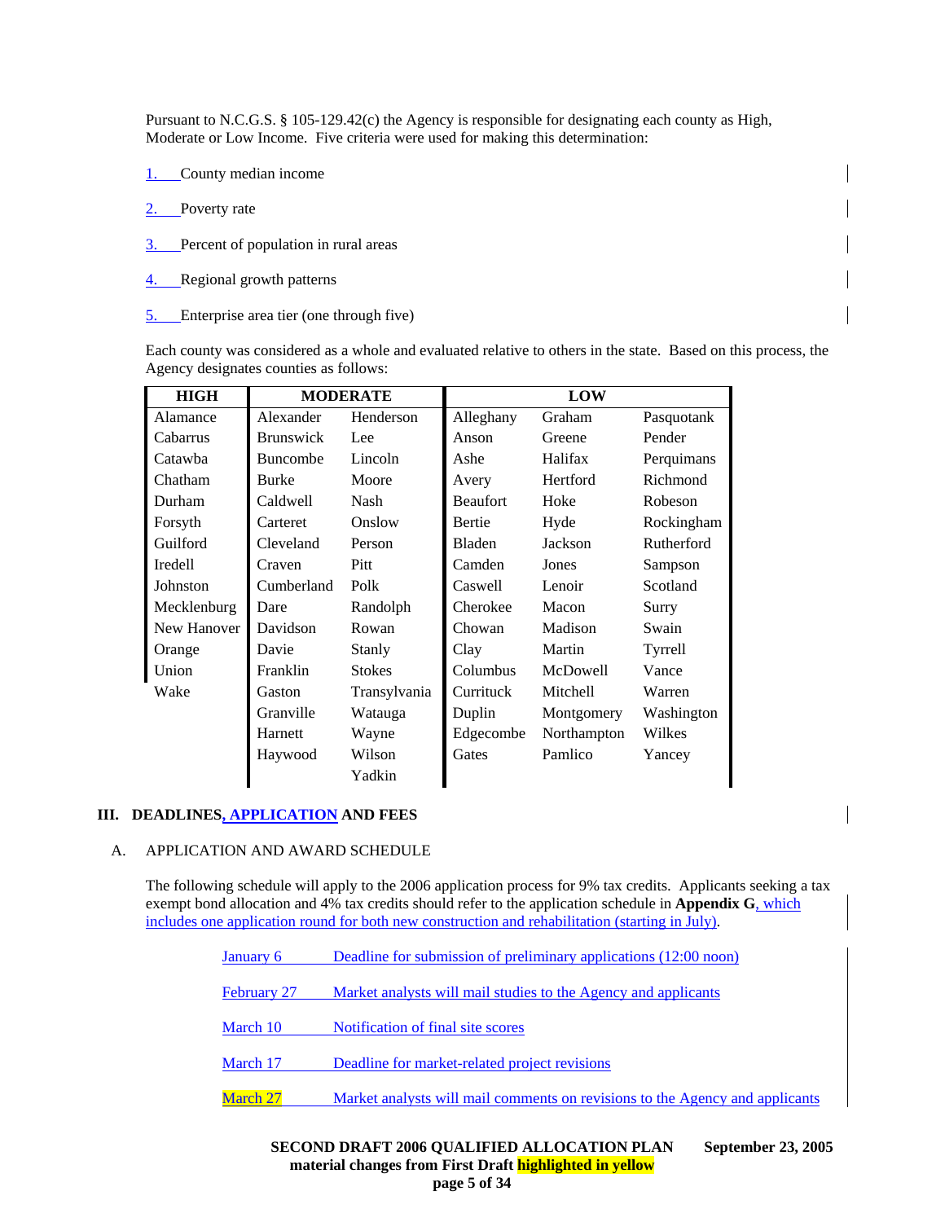Pursuant to N.C.G.S. § 105-129.42(c) the Agency is responsible for designating each county as High, Moderate or Low Income. Five criteria were used for making this determination:

1. County median income
2. Poverty rate
3. Percent of population in rural areas
4. Regional growth patterns
5. Enterprise area tier (one through five)

Each county was considered as a whole and evaluated relative to others in the state. Based on this process, the Agency designates counties as follows:

| HIGH | MODERATE | | LOW | | |
|---|---|---|---|---|---|
| Alamance | Alexander | Henderson | Alleghany | Graham | Pasquotank |
| Cabarrus | Brunswick | Lee | Anson | Greene | Pender |
| Catawba | Buncombe | Lincoln | Ashe | Halifax | Perquimans |
| Chatham | Burke | Moore | Avery | Hertford | Richmond |
| Durham | Caldwell | Nash | Beaufort | Hoke | Robeson |
| Forsyth | Carteret | Onslow | Bertie | Hyde | Rockingham |
| Guilford | Cleveland | Person | Bladen | Jackson | Rutherford |
| Iredell | Craven | Pitt | Camden | Jones | Sampson |
| Johnston | Cumberland | Polk | Caswell | Lenoir | Scotland |
| Mecklenburg | Dare | Randolph | Cherokee | Macon | Surry |
| New Hanover | Davidson | Rowan | Chowan | Madison | Swain |
| Orange | Davie | Stanly | Clay | Martin | Tyrrell |
| Union | Franklin | Stokes | Columbus | McDowell | Vance |
| Wake | Gaston | Transylvania | Currituck | Mitchell | Warren |
| | Granville | Watauga | Duplin | Montgomery | Washington |
| | Harnett | Wayne | Edgecombe | Northampton | Wilkes |
| | Haywood | Wilson | Gates | Pamlico | Yancey |
| | | Yadkin | | | |

## III. DEADLINES, APPLICATION AND FEES

### A. APPLICATION AND AWARD SCHEDULE

The following schedule will apply to the 2006 application process for 9% tax credits. Applicants seeking a tax exempt bond allocation and 4% tax credits should refer to the application schedule in **Appendix G**, which includes one application round for both new construction and rehabilitation (starting in July).

| | |
|---|---|
| January 6 | Deadline for submission of preliminary applications (12:00 noon) |
| February 27 | Market analysts will mail studies to the Agency and applicants |
| March 10 | Notification of final site scores |
| March 17 | Deadline for market-related project revisions |
| March 27 | Market analysts will mail comments on revisions to the Agency and applicants |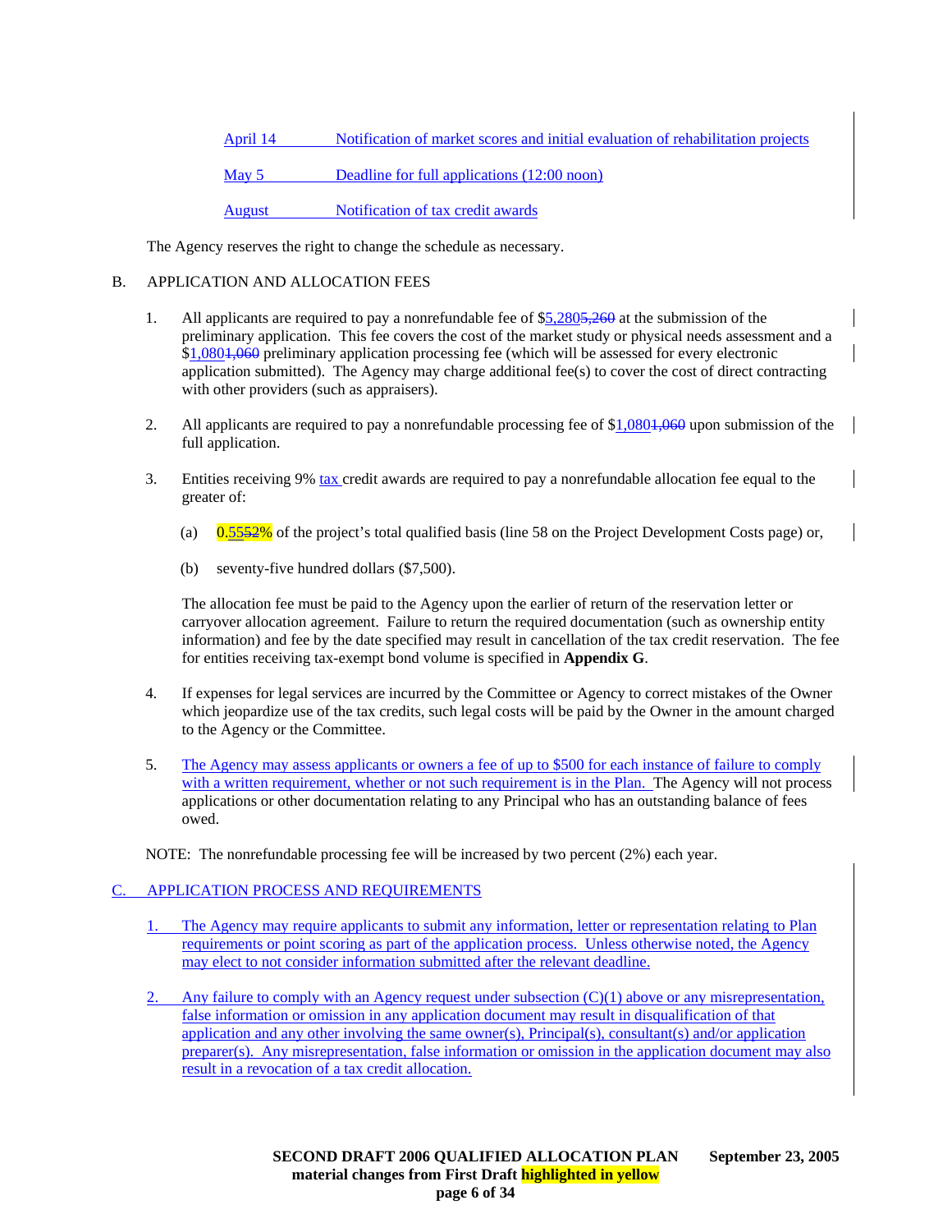April 14 Notification of market scores and initial evaluation of rehabilitation projects

May 5 Deadline for full applications (12:00 noon)

August Notification of tax credit awards

The Agency reserves the right to change the schedule as necessary.

B. APPLICATION AND ALLOCATION FEES

1. All applicants are required to pay a nonrefundable fee of $5,2805,260 at the submission of the preliminary application. This fee covers the cost of the market study or physical needs assessment and a $1,0801,060 preliminary application processing fee (which will be assessed for every electronic application submitted). The Agency may charge additional fee(s) to cover the cost of direct contracting with other providers (such as appraisers).

2. All applicants are required to pay a nonrefundable processing fee of $1,0801,060 upon submission of the full application.

3. Entities receiving 9% tax credit awards are required to pay a nonrefundable allocation fee equal to the greater of:

   (a) 0.5552% of the project's total qualified basis (line 58 on the Project Development Costs page) or,

   (b) seventy-five hundred dollars ($7,500).

   The allocation fee must be paid to the Agency upon the earlier of return of the reservation letter or carryover allocation agreement. Failure to return the required documentation (such as ownership entity information) and fee by the date specified may result in cancellation of the tax credit reservation. The fee for entities receiving tax-exempt bond volume is specified in **Appendix G**.

4. If expenses for legal services are incurred by the Committee or Agency to correct mistakes of the Owner which jeopardize use of the tax credits, such legal costs will be paid by the Owner in the amount charged to the Agency or the Committee.

5. The Agency may assess applicants or owners a fee of up to $500 for each instance of failure to comply with a written requirement, whether or not such requirement is in the Plan. The Agency will not process applications or other documentation relating to any Principal who has an outstanding balance of fees owed.

NOTE: The nonrefundable processing fee will be increased by two percent (2%) each year.

C. APPLICATION PROCESS AND REQUIREMENTS

1. The Agency may require applicants to submit any information, letter or representation relating to Plan requirements or point scoring as part of the application process. Unless otherwise noted, the Agency may elect to not consider information submitted after the relevant deadline.

2. Any failure to comply with an Agency request under subsection (C)(1) above or any misrepresentation, false information or omission in any application document may result in disqualification of that application and any other involving the same owner(s), Principal(s), consultant(s) and/or application preparer(s). Any misrepresentation, false information or omission in the application document may also result in a revocation of a tax credit allocation.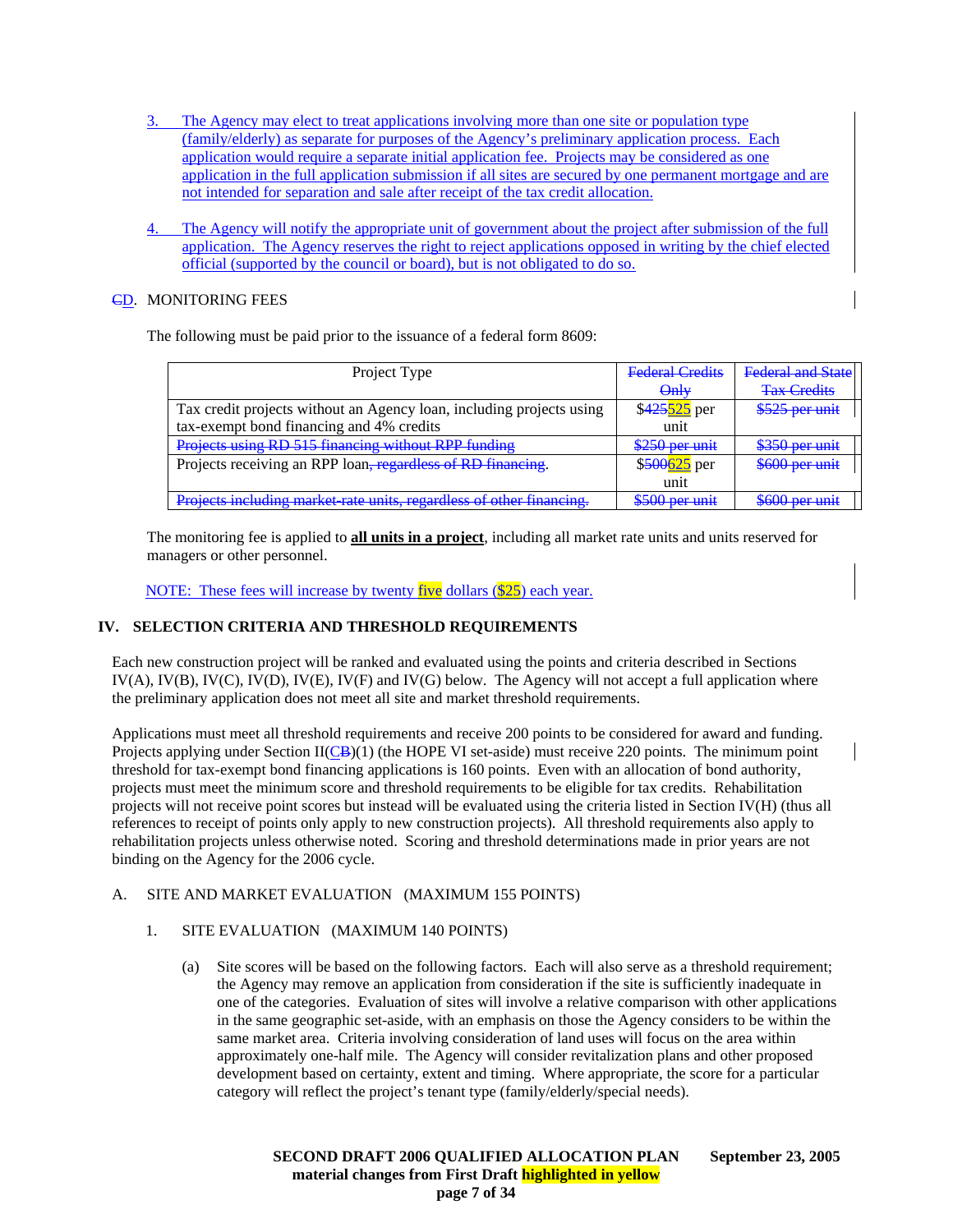3. The Agency may elect to treat applications involving more than one site or population type (family/elderly) as separate for purposes of the Agency's preliminary application process. Each application would require a separate initial application fee. Projects may be considered as one application in the full application submission if all sites are secured by one permanent mortgage and are not intended for separation and sale after receipt of the tax credit allocation.

4. The Agency will notify the appropriate unit of government about the project after submission of the full application. The Agency reserves the right to reject applications opposed in writing by the chief elected official (supported by the council or board), but is not obligated to do so.

~~C~~D. MONITORING FEES

The following must be paid prior to the issuance of a federal form 8609:

| Project Type | ~~Federal Credits Only~~ | ~~Federal and State Tax Credits~~ |
|---|---|---|
| Tax credit projects without an Agency loan, including projects using tax-exempt bond financing and 4% credits | $~~425~~525 per unit | ~~$525 per unit~~ |
| ~~Projects using RD 515 financing without RPP funding~~ | ~~$250 per unit~~ | ~~$350 per unit~~ |
| Projects receiving an RPP loan~~, regardless of RD financing~~. | $~~500~~625 per unit | ~~$600 per unit~~ |
| ~~Projects including market-rate units, regardless of other financing.~~ | ~~$500 per unit~~ | ~~$600 per unit~~ |

The monitoring fee is applied to **all units in a project**, including all market rate units and units reserved for managers or other personnel.

NOTE: These fees will increase by twenty five dollars ($25) each year.

## IV. SELECTION CRITERIA AND THRESHOLD REQUIREMENTS

Each new construction project will be ranked and evaluated using the points and criteria described in Sections IV(A), IV(B), IV(C), IV(D), IV(E), IV(F) and IV(G) below. The Agency will not accept a full application where the preliminary application does not meet all site and market threshold requirements.

Applications must meet all threshold requirements and receive 200 points to be considered for award and funding. Projects applying under Section II(C~~B~~)(1) (the HOPE VI set-aside) must receive 220 points. The minimum point threshold for tax-exempt bond financing applications is 160 points. Even with an allocation of bond authority, projects must meet the minimum score and threshold requirements to be eligible for tax credits. Rehabilitation projects will not receive point scores but instead will be evaluated using the criteria listed in Section IV(H) (thus all references to receipt of points only apply to new construction projects). All threshold requirements also apply to rehabilitation projects unless otherwise noted. Scoring and threshold determinations made in prior years are not binding on the Agency for the 2006 cycle.

A. SITE AND MARKET EVALUATION (MAXIMUM 155 POINTS)

1. SITE EVALUATION (MAXIMUM 140 POINTS)

   (a) Site scores will be based on the following factors. Each will also serve as a threshold requirement; the Agency may remove an application from consideration if the site is sufficiently inadequate in one of the categories. Evaluation of sites will involve a relative comparison with other applications in the same geographic set-aside, with an emphasis on those the Agency considers to be within the same market area. Criteria involving consideration of land uses will focus on the area within approximately one-half mile. The Agency will consider revitalization plans and other proposed development based on certainty, extent and timing. Where appropriate, the score for a particular category will reflect the project's tenant type (family/elderly/special needs).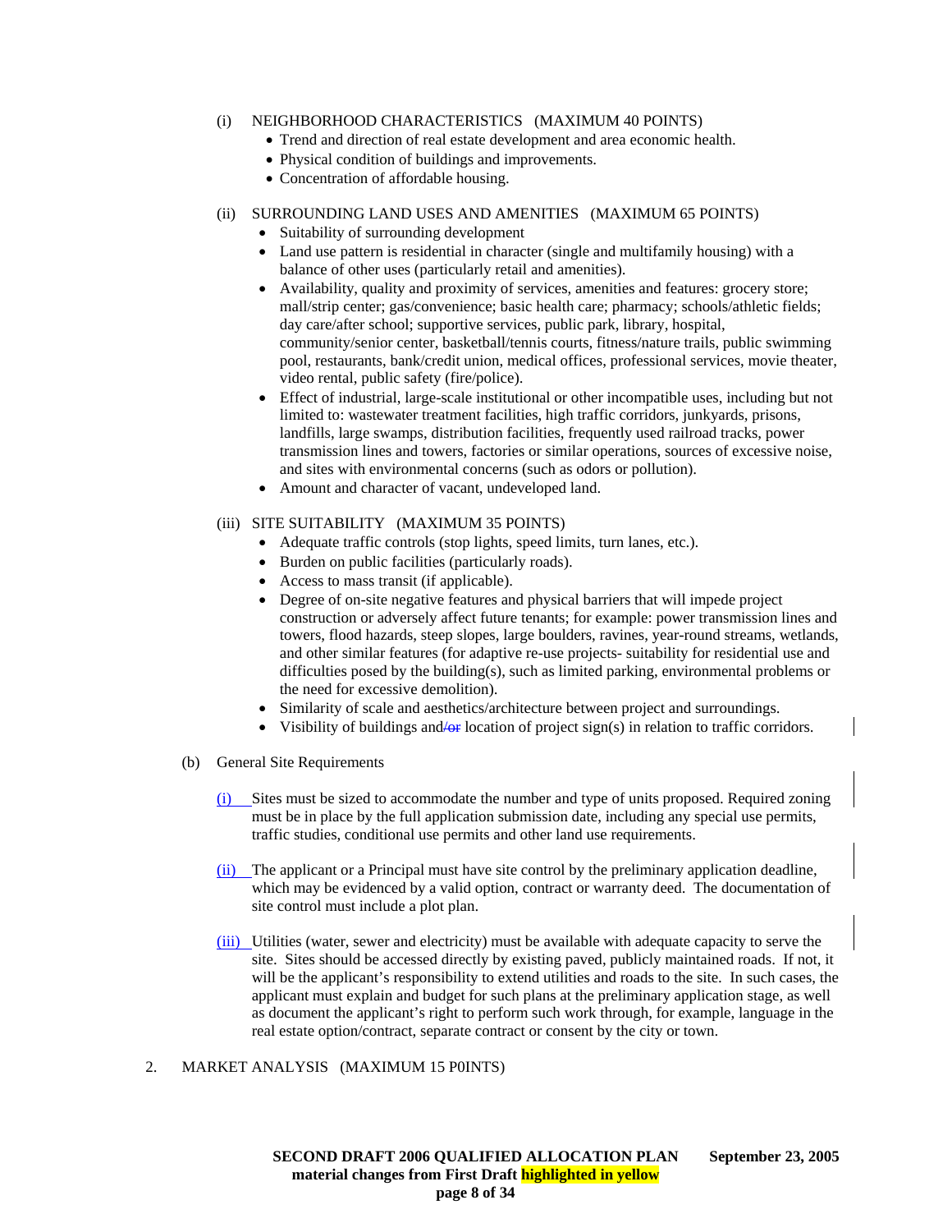(i) NEIGHBORHOOD CHARACTERISTICS (MAXIMUM 40 POINTS)

- Trend and direction of real estate development and area economic health.
- Physical condition of buildings and improvements.
- Concentration of affordable housing.

(ii) SURROUNDING LAND USES AND AMENITIES (MAXIMUM 65 POINTS)

- Suitability of surrounding development
- Land use pattern is residential in character (single and multifamily housing) with a balance of other uses (particularly retail and amenities).
- Availability, quality and proximity of services, amenities and features: grocery store; mall/strip center; gas/convenience; basic health care; pharmacy; schools/athletic fields; day care/after school; supportive services, public park, library, hospital, community/senior center, basketball/tennis courts, fitness/nature trails, public swimming pool, restaurants, bank/credit union, medical offices, professional services, movie theater, video rental, public safety (fire/police).
- Effect of industrial, large-scale institutional or other incompatible uses, including but not limited to: wastewater treatment facilities, high traffic corridors, junkyards, prisons, landfills, large swamps, distribution facilities, frequently used railroad tracks, power transmission lines and towers, factories or similar operations, sources of excessive noise, and sites with environmental concerns (such as odors or pollution).
- Amount and character of vacant, undeveloped land.

(iii) SITE SUITABILITY (MAXIMUM 35 POINTS)

- Adequate traffic controls (stop lights, speed limits, turn lanes, etc.).
- Burden on public facilities (particularly roads).
- Access to mass transit (if applicable).
- Degree of on-site negative features and physical barriers that will impede project construction or adversely affect future tenants; for example: power transmission lines and towers, flood hazards, steep slopes, large boulders, ravines, year-round streams, wetlands, and other similar features (for adaptive re-use projects- suitability for residential use and difficulties posed by the building(s), such as limited parking, environmental problems or the need for excessive demolition).
- Similarity of scale and aesthetics/architecture between project and surroundings.
- Visibility of buildings and ~~/or~~ location of project sign(s) in relation to traffic corridors.

(b) General Site Requirements

(i) Sites must be sized to accommodate the number and type of units proposed. Required zoning must be in place by the full application submission date, including any special use permits, traffic studies, conditional use permits and other land use requirements.

(ii) The applicant or a Principal must have site control by the preliminary application deadline, which may be evidenced by a valid option, contract or warranty deed. The documentation of site control must include a plot plan.

(iii) Utilities (water, sewer and electricity) must be available with adequate capacity to serve the site. Sites should be accessed directly by existing paved, publicly maintained roads. If not, it will be the applicant's responsibility to extend utilities and roads to the site. In such cases, the applicant must explain and budget for such plans at the preliminary application stage, as well as document the applicant's right to perform such work through, for example, language in the real estate option/contract, separate contract or consent by the city or town.

2. MARKET ANALYSIS (MAXIMUM 15 P0INTS)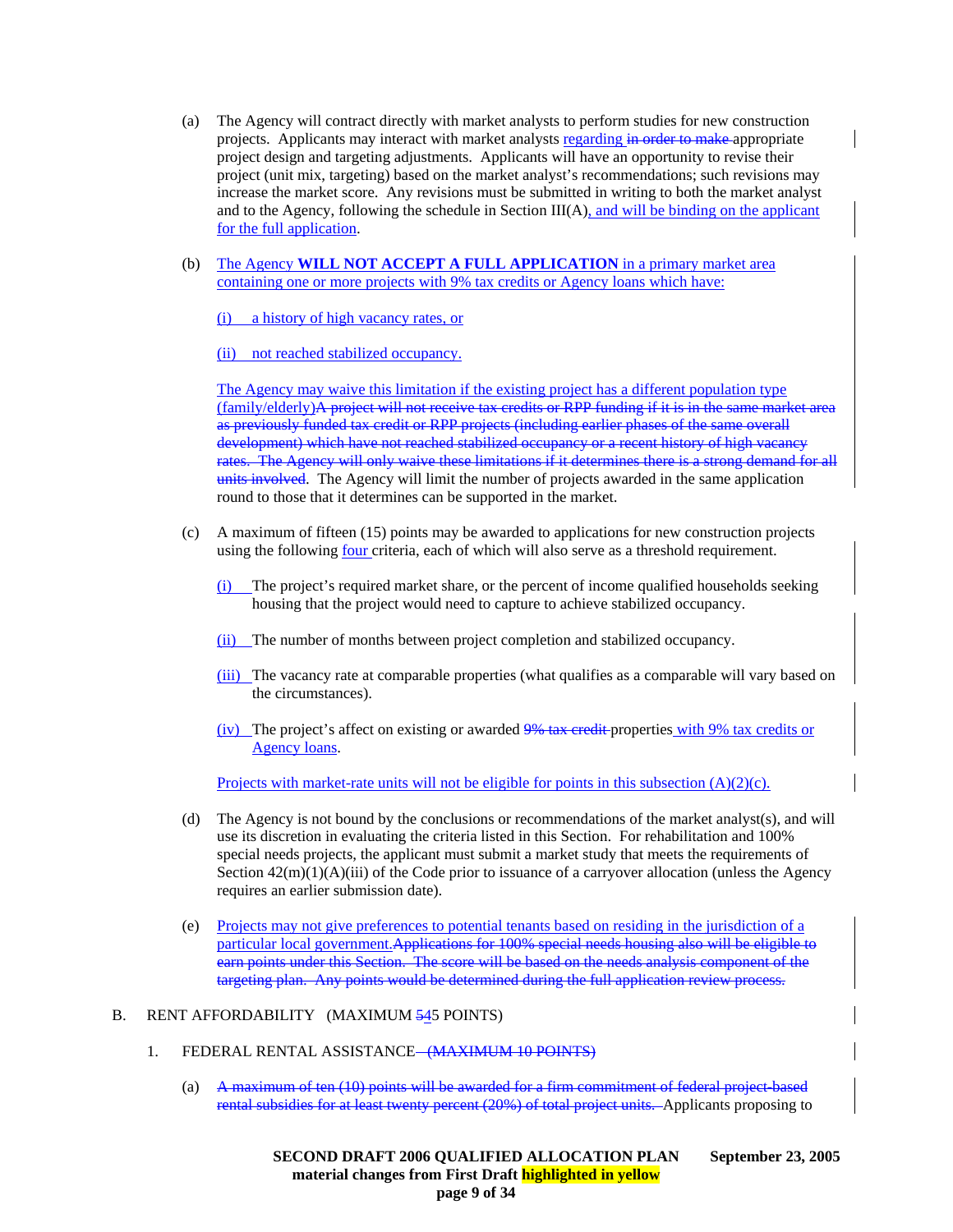(a) The Agency will contract directly with market analysts to perform studies for new construction projects. Applicants may interact with market analysts regarding ~~in order to make~~ appropriate project design and targeting adjustments. Applicants will have an opportunity to revise their project (unit mix, targeting) based on the market analyst's recommendations; such revisions may increase the market score. Any revisions must be submitted in writing to both the market analyst and to the Agency, following the schedule in Section III(A), and will be binding on the applicant for the full application.

(b) The Agency **WILL NOT ACCEPT A FULL APPLICATION** in a primary market area containing one or more projects with 9% tax credits or Agency loans which have:

(i) a history of high vacancy rates, or

(ii) not reached stabilized occupancy.

The Agency may waive this limitation if the existing project has a different population type (family/elderly)~~A project will not receive tax credits or RPP funding if it is in the same market area as previously funded tax credit or RPP projects (including earlier phases of the same overall development) which have not reached stabilized occupancy or a recent history of high vacancy rates. The Agency will only waive these limitations if it determines there is a strong demand for all units involved~~. The Agency will limit the number of projects awarded in the same application round to those that it determines can be supported in the market.

(c) A maximum of fifteen (15) points may be awarded to applications for new construction projects using the following four criteria, each of which will also serve as a threshold requirement.

(i) The project's required market share, or the percent of income qualified households seeking housing that the project would need to capture to achieve stabilized occupancy.

(ii) The number of months between project completion and stabilized occupancy.

(iii) The vacancy rate at comparable properties (what qualifies as a comparable will vary based on the circumstances).

(iv) The project's affect on existing or awarded ~~9% tax credit~~ properties with 9% tax credits or Agency loans.

Projects with market-rate units will not be eligible for points in this subsection (A)(2)(c).

(d) The Agency is not bound by the conclusions or recommendations of the market analyst(s), and will use its discretion in evaluating the criteria listed in this Section. For rehabilitation and 100% special needs projects, the applicant must submit a market study that meets the requirements of Section 42(m)(1)(A)(iii) of the Code prior to issuance of a carryover allocation (unless the Agency requires an earlier submission date).

(e) Projects may not give preferences to potential tenants based on residing in the jurisdiction of a particular local government.~~Applications for 100% special needs housing also will be eligible to earn points under this Section. The score will be based on the needs analysis component of the targeting plan. Any points would be determined during the full application review process.~~

B. RENT AFFORDABILITY (MAXIMUM ~~5~~45 POINTS)

1. FEDERAL RENTAL ASSISTANCE ~~(MAXIMUM 10 POINTS)~~

(a) ~~A maximum of ten (10) points will be awarded for a firm commitment of federal project-based rental subsidies for at least twenty percent (20%) of total project units.~~ Applicants proposing to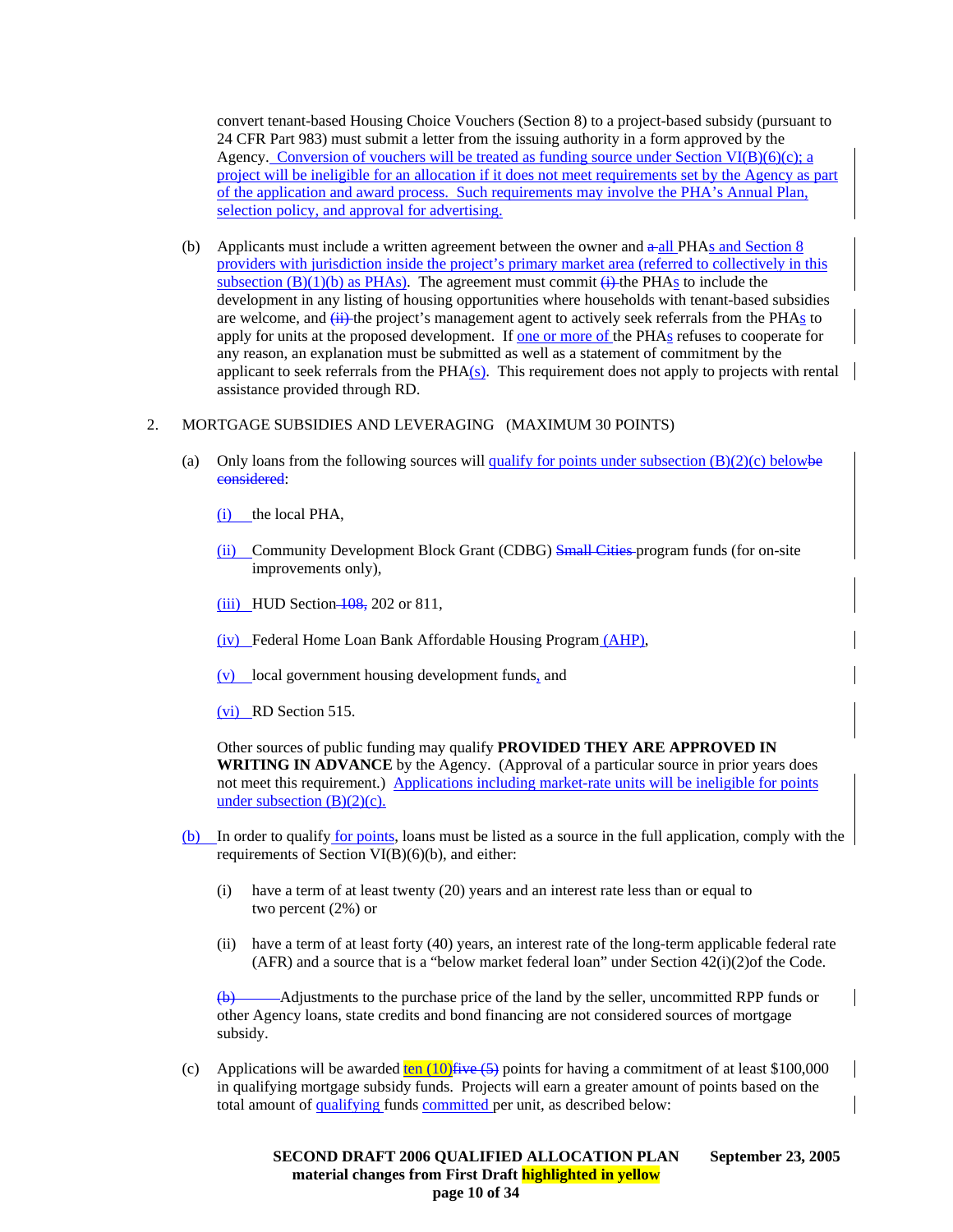convert tenant-based Housing Choice Vouchers (Section 8) to a project-based subsidy (pursuant to 24 CFR Part 983) must submit a letter from the issuing authority in a form approved by the Agency. Conversion of vouchers will be treated as funding source under Section VI(B)(6)(c); a project will be ineligible for an allocation if it does not meet requirements set by the Agency as part of the application and award process. Such requirements may involve the PHA's Annual Plan, selection policy, and approval for advertising.

(b) Applicants must include a written agreement between the owner and ~~a~~ all PHAs and Section 8 providers with jurisdiction inside the project's primary market area (referred to collectively in this subsection (B)(1)(b) as PHAs). The agreement must commit ~~(i)~~ the PHAs to include the development in any listing of housing opportunities where households with tenant-based subsidies are welcome, and ~~(ii)~~ the project's management agent to actively seek referrals from the PHAs to apply for units at the proposed development. If one or more of the PHAs refuses to cooperate for any reason, an explanation must be submitted as well as a statement of commitment by the applicant to seek referrals from the PHA(s). This requirement does not apply to projects with rental assistance provided through RD.

2. MORTGAGE SUBSIDIES AND LEVERAGING (MAXIMUM 30 POINTS)

(a) Only loans from the following sources will qualify for points under subsection (B)(2)(c) below~~be considered~~:

(i) the local PHA,

(ii) Community Development Block Grant (CDBG) ~~Small Cities~~ program funds (for on-site improvements only),

(iii) HUD Section ~~108,~~ 202 or 811,

(iv) Federal Home Loan Bank Affordable Housing Program (AHP),

(v) local government housing development funds, and

(vi) RD Section 515.

Other sources of public funding may qualify **PROVIDED THEY ARE APPROVED IN WRITING IN ADVANCE** by the Agency. (Approval of a particular source in prior years does not meet this requirement.) Applications including market-rate units will be ineligible for points under subsection (B)(2)(c).

(b) In order to qualify for points, loans must be listed as a source in the full application, comply with the requirements of Section VI(B)(6)(b), and either:

(i) have a term of at least twenty (20) years and an interest rate less than or equal to two percent (2%) or

(ii) have a term of at least forty (40) years, an interest rate of the long-term applicable federal rate (AFR) and a source that is a "below market federal loan" under Section 42(i)(2)of the Code.

~~(b)~~ Adjustments to the purchase price of the land by the seller, uncommitted RPP funds or other Agency loans, state credits and bond financing are not considered sources of mortgage subsidy.

(c) Applications will be awarded ten (10)~~five (5)~~ points for having a commitment of at least $100,000 in qualifying mortgage subsidy funds. Projects will earn a greater amount of points based on the total amount of qualifying funds committed per unit, as described below: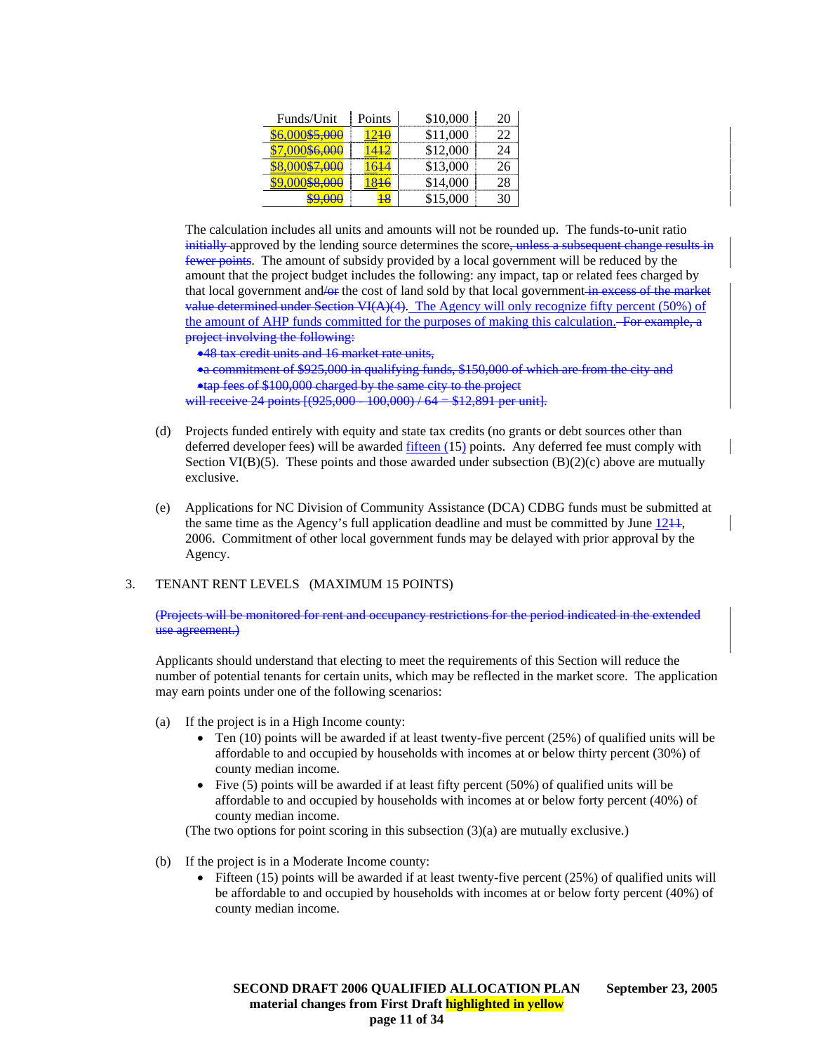| Funds/Unit | Points | | |
|---|---|---|---|
| $6,000~~$5,000~~ | 12~~10~~ | $10,000 | 20 |
| $7,000~~$6,000~~ | 14~~12~~ | $11,000 | 22 |
| $8,000~~$7,000~~ | 16~~14~~ | $12,000 | 24 |
| $9,000~~$8,000~~ | 18~~16~~ | $13,000 | 26 |
| ~~$9,000~~ | ~~18~~ | $14,000 | 28 |
| | | $15,000 | 30 |

The calculation includes all units and amounts will not be rounded up. The funds-to-unit ratio ~~initially~~ approved by the lending source determines the score~~, unless a subsequent change results in fewer points~~. The amount of subsidy provided by a local government will be reduced by the amount that the project budget includes the following: any impact, tap or related fees charged by that local government and~~/or~~ the cost of land sold by that local government ~~in excess of the market value determined under Section VI(A)(4)~~. The Agency will only recognize fifty percent (50%) of the amount of AHP funds committed for the purposes of making this calculation. ~~For example, a project involving the following:~~

- ~~48 tax credit units and 16 market rate units,~~
- ~~a commitment of $925,000 in qualifying funds, $150,000 of which are from the city and~~
- ~~tap fees of $100,000 charged by the same city to the project~~

~~will receive 24 points [(925,000 - 100,000) / 64 = $12,891 per unit].~~

(d) Projects funded entirely with equity and state tax credits (no grants or debt sources other than deferred developer fees) will be awarded fifteen (15) points. Any deferred fee must comply with Section VI(B)(5). These points and those awarded under subsection (B)(2)(c) above are mutually exclusive.

(e) Applications for NC Division of Community Assistance (DCA) CDBG funds must be submitted at the same time as the Agency's full application deadline and must be committed by June 12~~11~~, 2006. Commitment of other local government funds may be delayed with prior approval by the Agency.

3. TENANT RENT LEVELS (MAXIMUM 15 POINTS)

~~(Projects will be monitored for rent and occupancy restrictions for the period indicated in the extended use agreement.)~~

Applicants should understand that electing to meet the requirements of this Section will reduce the number of potential tenants for certain units, which may be reflected in the market score. The application may earn points under one of the following scenarios:

(a) If the project is in a High Income county:

- Ten (10) points will be awarded if at least twenty-five percent (25%) of qualified units will be affordable to and occupied by households with incomes at or below thirty percent (30%) of county median income.
- Five (5) points will be awarded if at least fifty percent (50%) of qualified units will be affordable to and occupied by households with incomes at or below forty percent (40%) of county median income.

(The two options for point scoring in this subsection (3)(a) are mutually exclusive.)

(b) If the project is in a Moderate Income county:

- Fifteen (15) points will be awarded if at least twenty-five percent (25%) of qualified units will be affordable to and occupied by households with incomes at or below forty percent (40%) of county median income.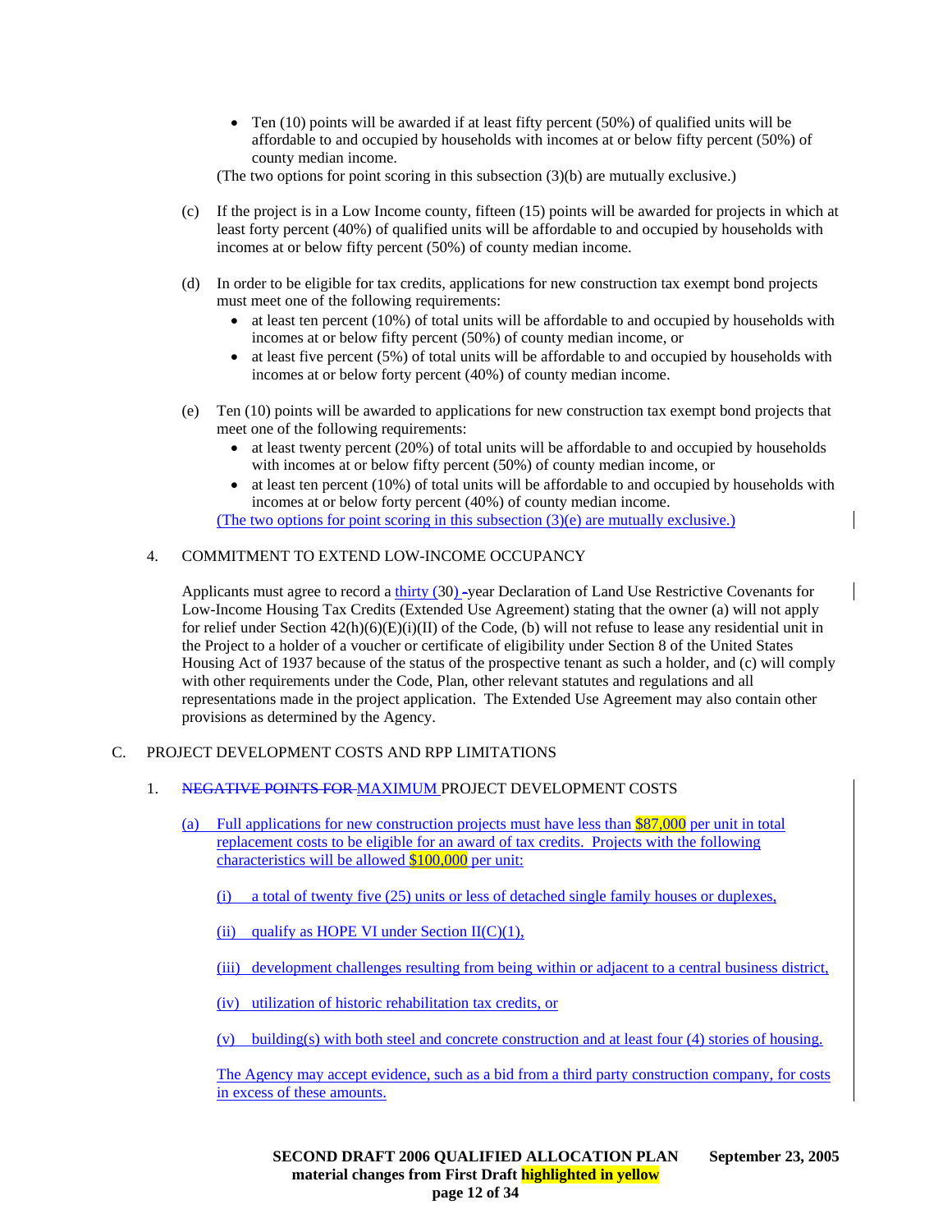- Ten (10) points will be awarded if at least fifty percent (50%) of qualified units will be affordable to and occupied by households with incomes at or below fifty percent (50%) of county median income.

(The two options for point scoring in this subsection (3)(b) are mutually exclusive.)

(c) If the project is in a Low Income county, fifteen (15) points will be awarded for projects in which at least forty percent (40%) of qualified units will be affordable to and occupied by households with incomes at or below fifty percent (50%) of county median income.

(d) In order to be eligible for tax credits, applications for new construction tax exempt bond projects must meet one of the following requirements:

- at least ten percent (10%) of total units will be affordable to and occupied by households with incomes at or below fifty percent (50%) of county median income, or
- at least five percent (5%) of total units will be affordable to and occupied by households with incomes at or below forty percent (40%) of county median income.

(e) Ten (10) points will be awarded to applications for new construction tax exempt bond projects that meet one of the following requirements:

- at least twenty percent (20%) of total units will be affordable to and occupied by households with incomes at or below fifty percent (50%) of county median income, or
- at least ten percent (10%) of total units will be affordable to and occupied by households with incomes at or below forty percent (40%) of county median income.

(The two options for point scoring in this subsection (3)(e) are mutually exclusive.)

4. COMMITMENT TO EXTEND LOW-INCOME OCCUPANCY

Applicants must agree to record a thirty (30) -year Declaration of Land Use Restrictive Covenants for Low-Income Housing Tax Credits (Extended Use Agreement) stating that the owner (a) will not apply for relief under Section 42(h)(6)(E)(i)(II) of the Code, (b) will not refuse to lease any residential unit in the Project to a holder of a voucher or certificate of eligibility under Section 8 of the United States Housing Act of 1937 because of the status of the prospective tenant as such a holder, and (c) will comply with other requirements under the Code, Plan, other relevant statutes and regulations and all representations made in the project application. The Extended Use Agreement may also contain other provisions as determined by the Agency.

C. PROJECT DEVELOPMENT COSTS AND RPP LIMITATIONS

1. ~~NEGATIVE POINTS FOR~~ MAXIMUM PROJECT DEVELOPMENT COSTS

(a) Full applications for new construction projects must have less than $87,000 per unit in total replacement costs to be eligible for an award of tax credits. Projects with the following characteristics will be allowed $100,000 per unit:

(i) a total of twenty five (25) units or less of detached single family houses or duplexes,

(ii) qualify as HOPE VI under Section II(C)(1),

(iii) development challenges resulting from being within or adjacent to a central business district,

(iv) utilization of historic rehabilitation tax credits, or

(v) building(s) with both steel and concrete construction and at least four (4) stories of housing.

The Agency may accept evidence, such as a bid from a third party construction company, for costs in excess of these amounts.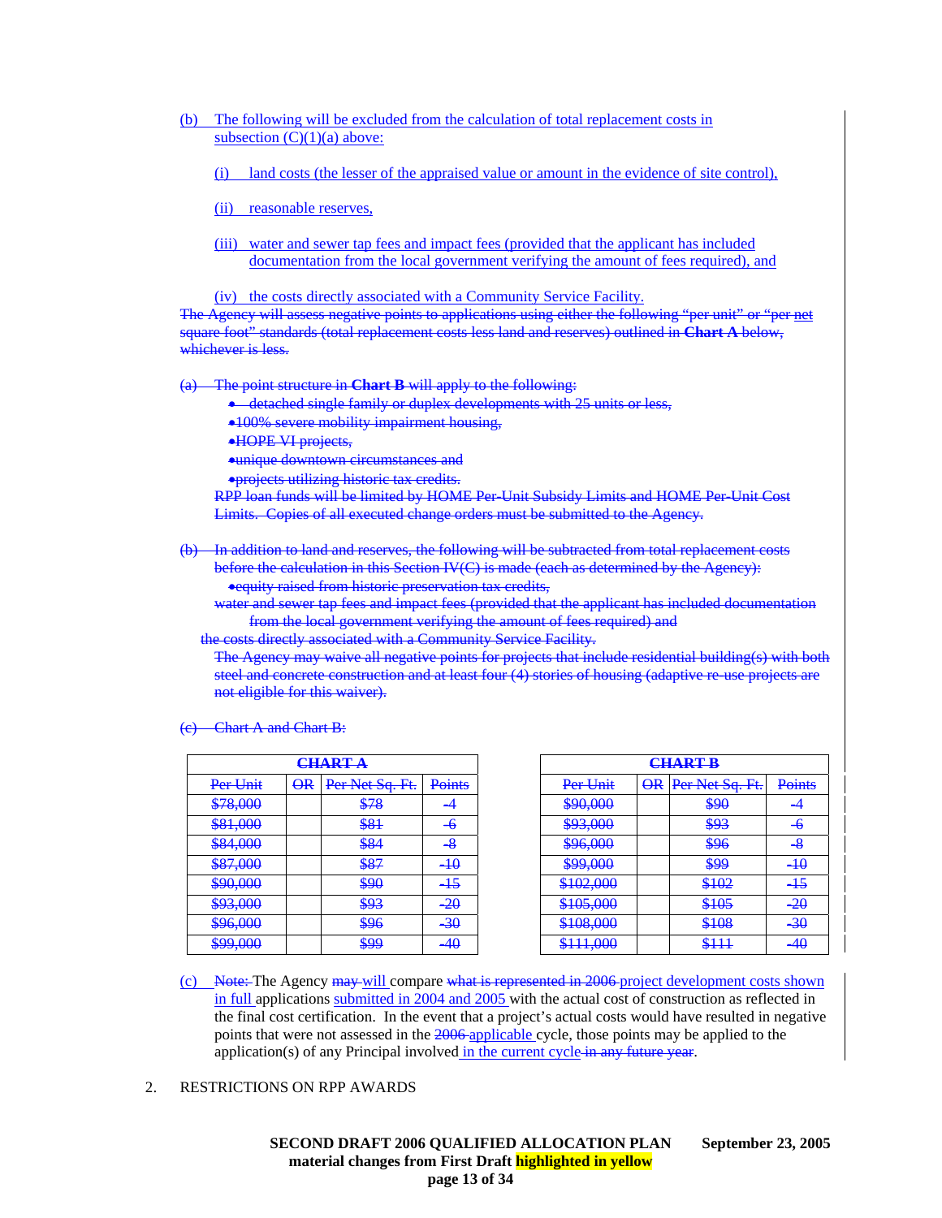(b) The following will be excluded from the calculation of total replacement costs in subsection (C)(1)(a) above:

(i) land costs (the lesser of the appraised value or amount in the evidence of site control),

(ii) reasonable reserves,

(iii) water and sewer tap fees and impact fees (provided that the applicant has included documentation from the local government verifying the amount of fees required), and

(iv) the costs directly associated with a Community Service Facility.

~~The Agency will assess negative points to applications using either the following “per unit” or “per net square foot” standards (total replacement costs less land and reserves) outlined in **Chart A** below, whichever is less.~~

~~(a) The point structure in **Chart B** will apply to the following:~~

- ~~detached single family or duplex developments with 25 units or less,~~
- ~~100% severe mobility impairment housing,~~
- ~~HOPE VI projects,~~
- ~~unique downtown circumstances and~~
- ~~projects utilizing historic tax credits.~~

~~RPP loan funds will be limited by HOME Per-Unit Subsidy Limits and HOME Per-Unit Cost Limits. Copies of all executed change orders must be submitted to the Agency.~~

~~(b) In addition to land and reserves, the following will be subtracted from total replacement costs before the calculation in this Section IV(C) is made (each as determined by the Agency):~~

- ~~equity raised from historic preservation tax credits,~~

~~water and sewer tap fees and impact fees (provided that the applicant has included documentation from the local government verifying the amount of fees required) and~~

~~the costs directly associated with a Community Service Facility.~~

~~The Agency may waive all negative points for projects that include residential building(s) with both steel and concrete construction and at least four (4) stories of housing (adaptive re-use projects are not eligible for this waiver).~~

~~(c) Chart A and Chart B:~~

| ~~**CHART A**~~ | | | |
|---|---|---|---|
| ~~Per Unit~~ | ~~OR~~ | ~~Per Net Sq. Ft.~~ | ~~Points~~ |
| ~~$78,000~~ | | ~~$78~~ | ~~-4~~ |
| ~~$81,000~~ | | ~~$81~~ | ~~-6~~ |
| ~~$84,000~~ | | ~~$84~~ | ~~-8~~ |
| ~~$87,000~~ | | ~~$87~~ | ~~-10~~ |
| ~~$90,000~~ | | ~~$90~~ | ~~-15~~ |
| ~~$93,000~~ | | ~~$93~~ | ~~-20~~ |
| ~~$96,000~~ | | ~~$96~~ | ~~-30~~ |
| ~~$99,000~~ | | ~~$99~~ | ~~-40~~ |

| ~~**CHART B**~~ | | | |
|---|---|---|---|
| ~~Per Unit~~ | ~~OR~~ | ~~Per Net Sq. Ft.~~ | ~~Points~~ |
| ~~$90,000~~ | | ~~$90~~ | ~~-4~~ |
| ~~$93,000~~ | | ~~$93~~ | ~~-6~~ |
| ~~$96,000~~ | | ~~$96~~ | ~~-8~~ |
| ~~$99,000~~ | | ~~$99~~ | ~~-10~~ |
| ~~$102,000~~ | | ~~$102~~ | ~~-15~~ |
| ~~$105,000~~ | | ~~$105~~ | ~~-20~~ |
| ~~$108,000~~ | | ~~$108~~ | ~~-30~~ |
| ~~$111,000~~ | | ~~$111~~ | ~~-40~~ |

(c) ~~Note:~~ The Agency ~~may~~ will compare ~~what is represented in 2006~~ project development costs shown in full applications submitted in 2004 and 2005 with the actual cost of construction as reflected in the final cost certification. In the event that a project's actual costs would have resulted in negative points that were not assessed in the ~~2006~~ applicable cycle, those points may be applied to the application(s) of any Principal involved in the current cycle ~~in any future year~~.

2. RESTRICTIONS ON RPP AWARDS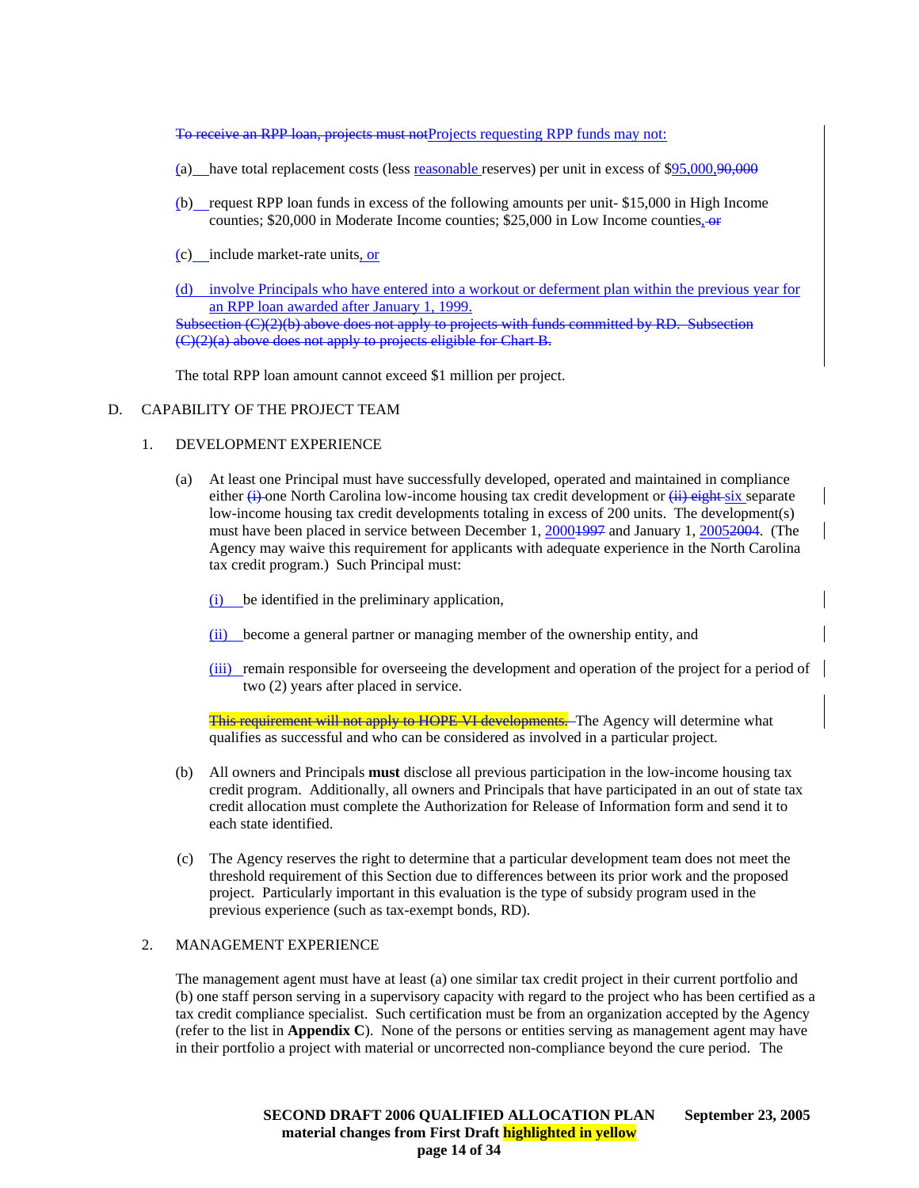~~To receive an RPP loan, projects must not~~Projects requesting RPP funds may not:

(a) have total replacement costs (less reasonable reserves) per unit in excess of $95,000,~~90,000~~

(b) request RPP loan funds in excess of the following amounts per unit- $15,000 in High Income counties; $20,000 in Moderate Income counties; $25,000 in Low Income counties, ~~or~~

(c) include market-rate units, or

(d) involve Principals who have entered into a workout or deferment plan within the previous year for an RPP loan awarded after January 1, 1999.

~~Subsection (C)(2)(b) above does not apply to projects with funds committed by RD. Subsection (C)(2)(a) above does not apply to projects eligible for Chart B.~~

The total RPP loan amount cannot exceed $1 million per project.

D. CAPABILITY OF THE PROJECT TEAM

1. DEVELOPMENT EXPERIENCE

(a) At least one Principal must have successfully developed, operated and maintained in compliance either ~~(i)~~ one North Carolina low-income housing tax credit development or ~~(ii) eight~~ six separate low-income housing tax credit developments totaling in excess of 200 units. The development(s) must have been placed in service between December 1, 2000~~1997~~ and January 1, 2005~~2004~~. (The Agency may waive this requirement for applicants with adequate experience in the North Carolina tax credit program.) Such Principal must:

(i) be identified in the preliminary application,

(ii) become a general partner or managing member of the ownership entity, and

(iii) remain responsible for overseeing the development and operation of the project for a period of two (2) years after placed in service.

~~This requirement will not apply to HOPE VI developments.~~ The Agency will determine what qualifies as successful and who can be considered as involved in a particular project.

(b) All owners and Principals **must** disclose all previous participation in the low-income housing tax credit program. Additionally, all owners and Principals that have participated in an out of state tax credit allocation must complete the Authorization for Release of Information form and send it to each state identified.

(c) The Agency reserves the right to determine that a particular development team does not meet the threshold requirement of this Section due to differences between its prior work and the proposed project. Particularly important in this evaluation is the type of subsidy program used in the previous experience (such as tax-exempt bonds, RD).

2. MANAGEMENT EXPERIENCE

The management agent must have at least (a) one similar tax credit project in their current portfolio and (b) one staff person serving in a supervisory capacity with regard to the project who has been certified as a tax credit compliance specialist. Such certification must be from an organization accepted by the Agency (refer to the list in **Appendix C**). None of the persons or entities serving as management agent may have in their portfolio a project with material or uncorrected non-compliance beyond the cure period. The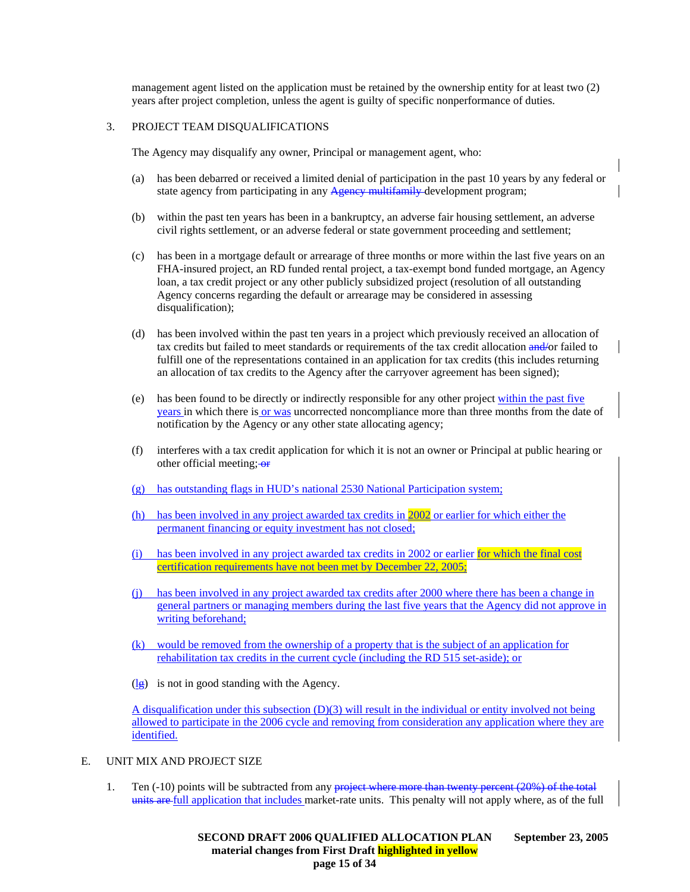management agent listed on the application must be retained by the ownership entity for at least two (2) years after project completion, unless the agent is guilty of specific nonperformance of duties.

3. PROJECT TEAM DISQUALIFICATIONS

The Agency may disqualify any owner, Principal or management agent, who:

(a) has been debarred or received a limited denial of participation in the past 10 years by any federal or state agency from participating in any ~~Agency multifamily~~ development program;

(b) within the past ten years has been in a bankruptcy, an adverse fair housing settlement, an adverse civil rights settlement, or an adverse federal or state government proceeding and settlement;

(c) has been in a mortgage default or arrearage of three months or more within the last five years on an FHA-insured project, an RD funded rental project, a tax-exempt bond funded mortgage, an Agency loan, a tax credit project or any other publicly subsidized project (resolution of all outstanding Agency concerns regarding the default or arrearage may be considered in assessing disqualification);

(d) has been involved within the past ten years in a project which previously received an allocation of tax credits but failed to meet standards or requirements of the tax credit allocation ~~and/~~or failed to fulfill one of the representations contained in an application for tax credits (this includes returning an allocation of tax credits to the Agency after the carryover agreement has been signed);

(e) has been found to be directly or indirectly responsible for any other project within the past five years in which there is or was uncorrected noncompliance more than three months from the date of notification by the Agency or any other state allocating agency;

(f) interferes with a tax credit application for which it is not an owner or Principal at public hearing or other official meeting; ~~or~~

(g) has outstanding flags in HUD's national 2530 National Participation system;

(h) has been involved in any project awarded tax credits in 2002 or earlier for which either the permanent financing or equity investment has not closed;

(i) has been involved in any project awarded tax credits in 2002 or earlier for which the final cost certification requirements have not been met by December 22, 2005;

(j) has been involved in any project awarded tax credits after 2000 where there has been a change in general partners or managing members during the last five years that the Agency did not approve in writing beforehand;

(k) would be removed from the ownership of a property that is the subject of an application for rehabilitation tax credits in the current cycle (including the RD 515 set-aside); or

(l~~g~~) is not in good standing with the Agency.

A disqualification under this subsection (D)(3) will result in the individual or entity involved not being allowed to participate in the 2006 cycle and removing from consideration any application where they are identified.

E. UNIT MIX AND PROJECT SIZE

1. Ten (-10) points will be subtracted from any ~~project where more than twenty percent (20%) of the total units are~~ full application that includes market-rate units. This penalty will not apply where, as of the full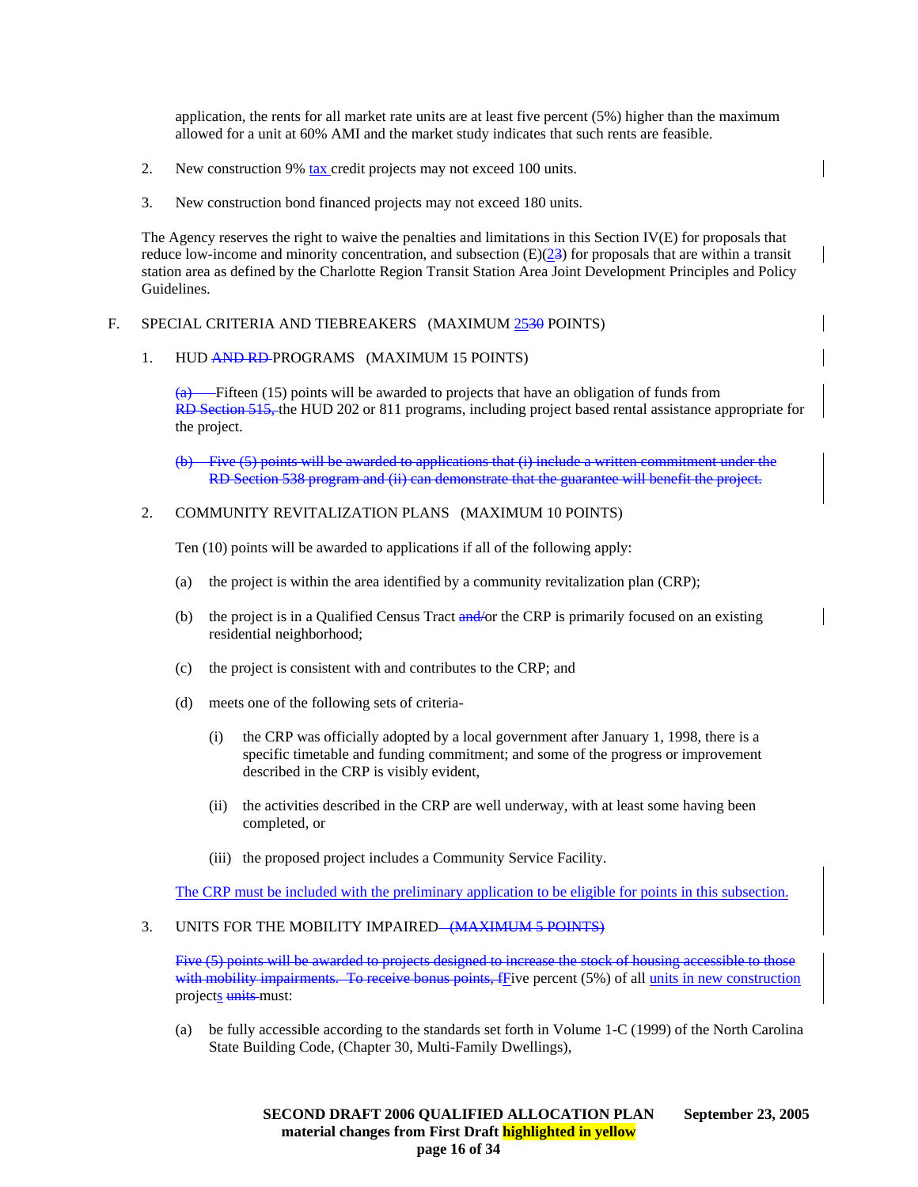application, the rents for all market rate units are at least five percent (5%) higher than the maximum allowed for a unit at 60% AMI and the market study indicates that such rents are feasible.

2. New construction 9% tax credit projects may not exceed 100 units.

3. New construction bond financed projects may not exceed 180 units.

The Agency reserves the right to waive the penalties and limitations in this Section IV(E) for proposals that reduce low-income and minority concentration, and subsection (E)(2~~3~~) for proposals that are within a transit station area as defined by the Charlotte Region Transit Station Area Joint Development Principles and Policy Guidelines.

F. SPECIAL CRITERIA AND TIEBREAKERS (MAXIMUM 25~~30~~ POINTS)

1. HUD ~~AND RD~~ PROGRAMS (MAXIMUM 15 POINTS)

~~(a)~~ Fifteen (15) points will be awarded to projects that have an obligation of funds from ~~RD Section 515,~~ the HUD 202 or 811 programs, including project based rental assistance appropriate for the project.

~~(b) Five (5) points will be awarded to applications that (i) include a written commitment under the RD Section 538 program and (ii) can demonstrate that the guarantee will benefit the project.~~

2. COMMUNITY REVITALIZATION PLANS (MAXIMUM 10 POINTS)

Ten (10) points will be awarded to applications if all of the following apply:

(a) the project is within the area identified by a community revitalization plan (CRP);

(b) the project is in a Qualified Census Tract ~~and/~~or the CRP is primarily focused on an existing residential neighborhood;

(c) the project is consistent with and contributes to the CRP; and

(d) meets one of the following sets of criteria-

(i) the CRP was officially adopted by a local government after January 1, 1998, there is a specific timetable and funding commitment; and some of the progress or improvement described in the CRP is visibly evident,

(ii) the activities described in the CRP are well underway, with at least some having been completed, or

(iii) the proposed project includes a Community Service Facility.

The CRP must be included with the preliminary application to be eligible for points in this subsection.

3. UNITS FOR THE MOBILITY IMPAIRED ~~(MAXIMUM 5 POINTS)~~

~~Five (5) points will be awarded to projects designed to increase the stock of housing accessible to those with mobility impairments. To receive bonus points, f~~Five percent (5%) of all units in new construction projects ~~units~~ must:

(a) be fully accessible according to the standards set forth in Volume 1-C (1999) of the North Carolina State Building Code, (Chapter 30, Multi-Family Dwellings),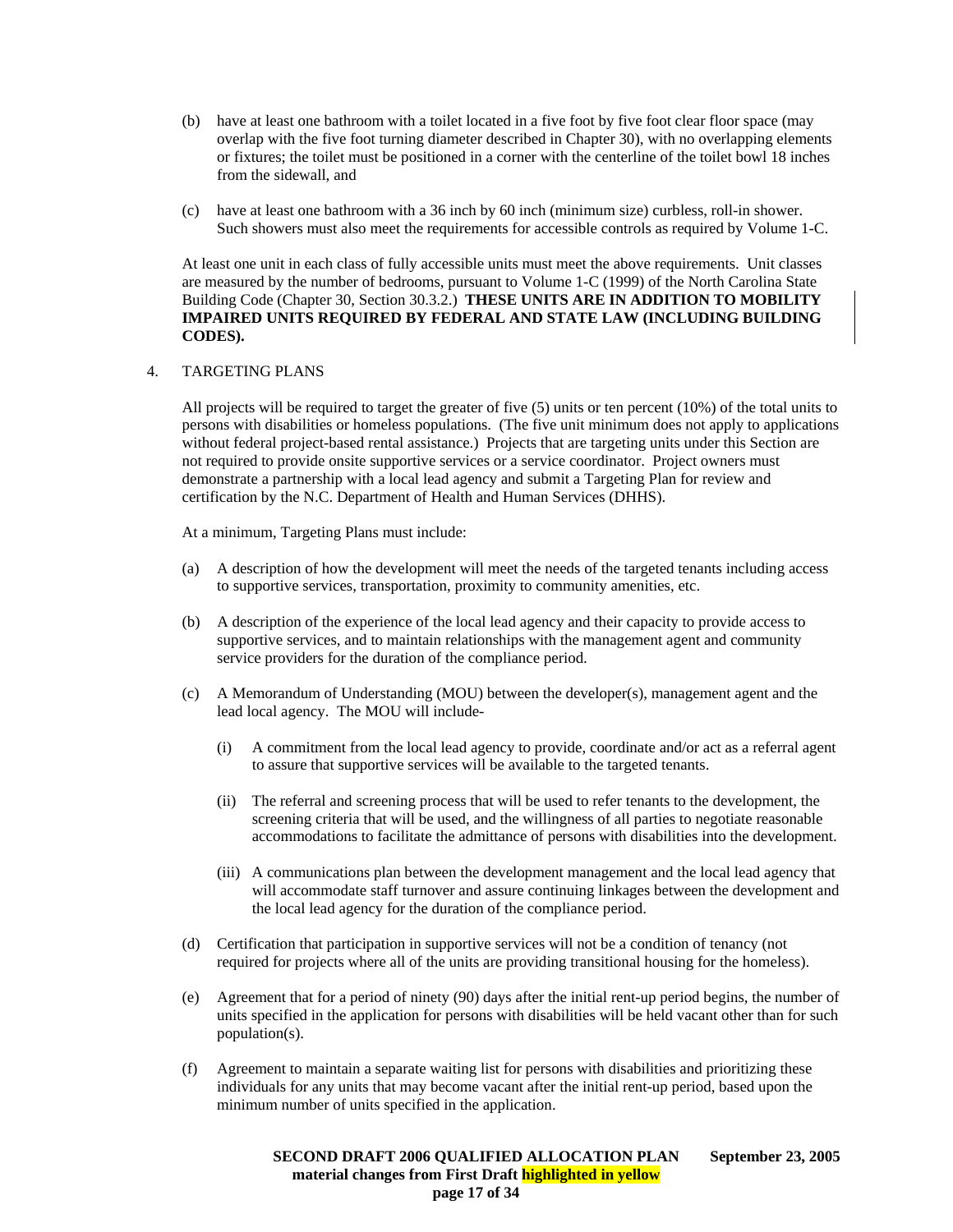(b) have at least one bathroom with a toilet located in a five foot by five foot clear floor space (may overlap with the five foot turning diameter described in Chapter 30), with no overlapping elements or fixtures; the toilet must be positioned in a corner with the centerline of the toilet bowl 18 inches from the sidewall, and

(c) have at least one bathroom with a 36 inch by 60 inch (minimum size) curbless, roll-in shower. Such showers must also meet the requirements for accessible controls as required by Volume 1-C.

At least one unit in each class of fully accessible units must meet the above requirements. Unit classes are measured by the number of bedrooms, pursuant to Volume 1-C (1999) of the North Carolina State Building Code (Chapter 30, Section 30.3.2.) **THESE UNITS ARE IN ADDITION TO MOBILITY IMPAIRED UNITS REQUIRED BY FEDERAL AND STATE LAW (INCLUDING BUILDING CODES).**

4. TARGETING PLANS

All projects will be required to target the greater of five (5) units or ten percent (10%) of the total units to persons with disabilities or homeless populations. (The five unit minimum does not apply to applications without federal project-based rental assistance.) Projects that are targeting units under this Section are not required to provide onsite supportive services or a service coordinator. Project owners must demonstrate a partnership with a local lead agency and submit a Targeting Plan for review and certification by the N.C. Department of Health and Human Services (DHHS).

At a minimum, Targeting Plans must include:

(a) A description of how the development will meet the needs of the targeted tenants including access to supportive services, transportation, proximity to community amenities, etc.

(b) A description of the experience of the local lead agency and their capacity to provide access to supportive services, and to maintain relationships with the management agent and community service providers for the duration of the compliance period.

(c) A Memorandum of Understanding (MOU) between the developer(s), management agent and the lead local agency. The MOU will include-

   (i) A commitment from the local lead agency to provide, coordinate and/or act as a referral agent to assure that supportive services will be available to the targeted tenants.

   (ii) The referral and screening process that will be used to refer tenants to the development, the screening criteria that will be used, and the willingness of all parties to negotiate reasonable accommodations to facilitate the admittance of persons with disabilities into the development.

   (iii) A communications plan between the development management and the local lead agency that will accommodate staff turnover and assure continuing linkages between the development and the local lead agency for the duration of the compliance period.

(d) Certification that participation in supportive services will not be a condition of tenancy (not required for projects where all of the units are providing transitional housing for the homeless).

(e) Agreement that for a period of ninety (90) days after the initial rent-up period begins, the number of units specified in the application for persons with disabilities will be held vacant other than for such population(s).

(f) Agreement to maintain a separate waiting list for persons with disabilities and prioritizing these individuals for any units that may become vacant after the initial rent-up period, based upon the minimum number of units specified in the application.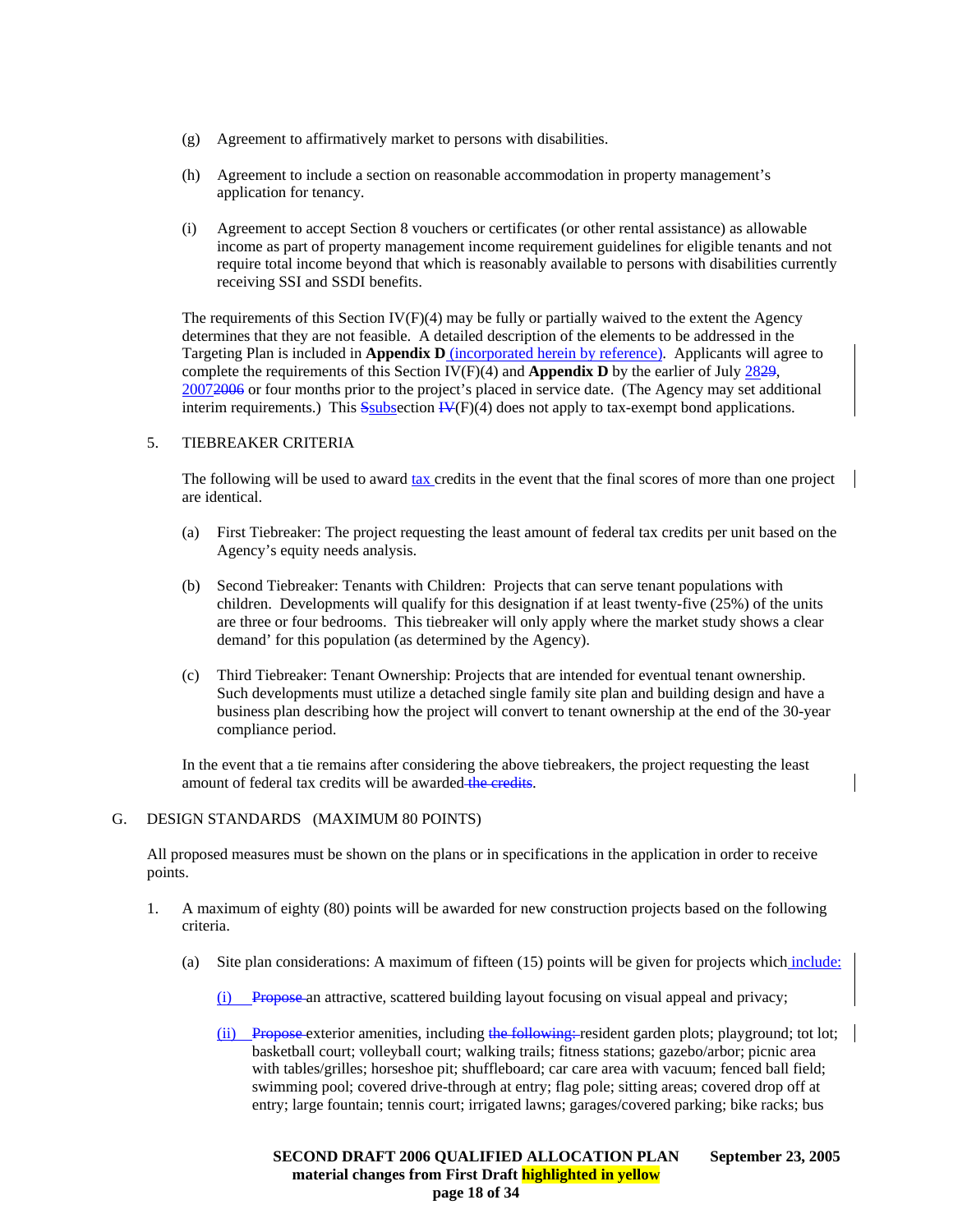(g) Agreement to affirmatively market to persons with disabilities.

(h) Agreement to include a section on reasonable accommodation in property management's application for tenancy.

(i) Agreement to accept Section 8 vouchers or certificates (or other rental assistance) as allowable income as part of property management income requirement guidelines for eligible tenants and not require total income beyond that which is reasonably available to persons with disabilities currently receiving SSI and SSDI benefits.

The requirements of this Section IV(F)(4) may be fully or partially waived to the extent the Agency determines that they are not feasible. A detailed description of the elements to be addressed in the Targeting Plan is included in **Appendix D** (incorporated herein by reference). Applicants will agree to complete the requirements of this Section IV(F)(4) and **Appendix D** by the earlier of July ~~29~~ 28, ~~2006~~ 2007 or four months prior to the project's placed in service date. (The Agency may set additional interim requirements.) This ~~S~~subsection ~~IV~~(F)(4) does not apply to tax-exempt bond applications.

5. TIEBREAKER CRITERIA

The following will be used to award tax credits in the event that the final scores of more than one project are identical.

(a) First Tiebreaker: The project requesting the least amount of federal tax credits per unit based on the Agency's equity needs analysis.

(b) Second Tiebreaker: Tenants with Children: Projects that can serve tenant populations with children. Developments will qualify for this designation if at least twenty-five (25%) of the units are three or four bedrooms. This tiebreaker will only apply where the market study shows a clear demand' for this population (as determined by the Agency).

(c) Third Tiebreaker: Tenant Ownership: Projects that are intended for eventual tenant ownership. Such developments must utilize a detached single family site plan and building design and have a business plan describing how the project will convert to tenant ownership at the end of the 30-year compliance period.

In the event that a tie remains after considering the above tiebreakers, the project requesting the least amount of federal tax credits will be awarded ~~the credits~~.

G. DESIGN STANDARDS (MAXIMUM 80 POINTS)

All proposed measures must be shown on the plans or in specifications in the application in order to receive points.

1. A maximum of eighty (80) points will be awarded for new construction projects based on the following criteria.

(a) Site plan considerations: A maximum of fifteen (15) points will be given for projects which include:

(i) ~~Propose~~ an attractive, scattered building layout focusing on visual appeal and privacy;

(ii) ~~Propose~~ exterior amenities, including ~~the following:~~ resident garden plots; playground; tot lot; basketball court; volleyball court; walking trails; fitness stations; gazebo/arbor; picnic area with tables/grilles; horseshoe pit; shuffleboard; car care area with vacuum; fenced ball field; swimming pool; covered drive-through at entry; flag pole; sitting areas; covered drop off at entry; large fountain; tennis court; irrigated lawns; garages/covered parking; bike racks; bus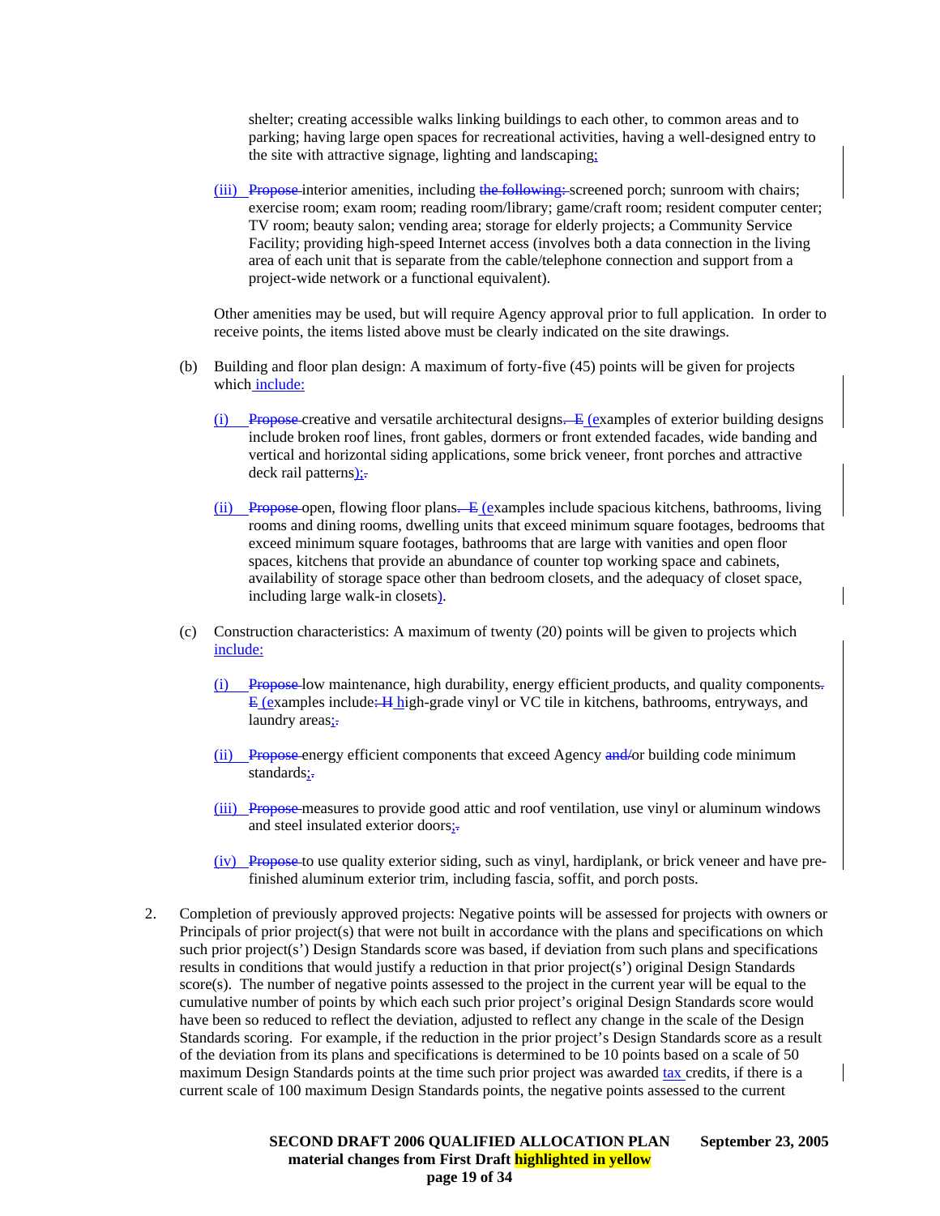shelter; creating accessible walks linking buildings to each other, to common areas and to parking; having large open spaces for recreational activities, having a well-designed entry to the site with attractive signage, lighting and landscaping;

(iii) Propose interior amenities, including the following: screened porch; sunroom with chairs; exercise room; exam room; reading room/library; game/craft room; resident computer center; TV room; beauty salon; vending area; storage for elderly projects; a Community Service Facility; providing high-speed Internet access (involves both a data connection in the living area of each unit that is separate from the cable/telephone connection and support from a project-wide network or a functional equivalent).

Other amenities may be used, but will require Agency approval prior to full application. In order to receive points, the items listed above must be clearly indicated on the site drawings.

(b) Building and floor plan design: A maximum of forty-five (45) points will be given for projects which include:

(i) Propose creative and versatile architectural designs. E (examples of exterior building designs include broken roof lines, front gables, dormers or front extended facades, wide banding and vertical and horizontal siding applications, some brick veneer, front porches and attractive deck rail patterns);.

(ii) Propose open, flowing floor plans. E (examples include spacious kitchens, bathrooms, living rooms and dining rooms, dwelling units that exceed minimum square footages, bedrooms that exceed minimum square footages, bathrooms that are large with vanities and open floor spaces, kitchens that provide an abundance of counter top working space and cabinets, availability of storage space other than bedroom closets, and the adequacy of closet space, including large walk-in closets).

(c) Construction characteristics: A maximum of twenty (20) points will be given to projects which include:

(i) Propose low maintenance, high durability, energy efficient products, and quality components. E (examples include: H high-grade vinyl or VC tile in kitchens, bathrooms, entryways, and laundry areas;.

(ii) Propose energy efficient components that exceed Agency and/or building code minimum standards;.

(iii) Propose measures to provide good attic and roof ventilation, use vinyl or aluminum windows and steel insulated exterior doors;.

(iv) Propose to use quality exterior siding, such as vinyl, hardiplank, or brick veneer and have pre-finished aluminum exterior trim, including fascia, soffit, and porch posts.

2. Completion of previously approved projects: Negative points will be assessed for projects with owners or Principals of prior project(s) that were not built in accordance with the plans and specifications on which such prior project(s') Design Standards score was based, if deviation from such plans and specifications results in conditions that would justify a reduction in that prior project(s') original Design Standards score(s). The number of negative points assessed to the project in the current year will be equal to the cumulative number of points by which each such prior project's original Design Standards score would have been so reduced to reflect the deviation, adjusted to reflect any change in the scale of the Design Standards scoring. For example, if the reduction in the prior project's Design Standards score as a result of the deviation from its plans and specifications is determined to be 10 points based on a scale of 50 maximum Design Standards points at the time such prior project was awarded tax credits, if there is a current scale of 100 maximum Design Standards points, the negative points assessed to the current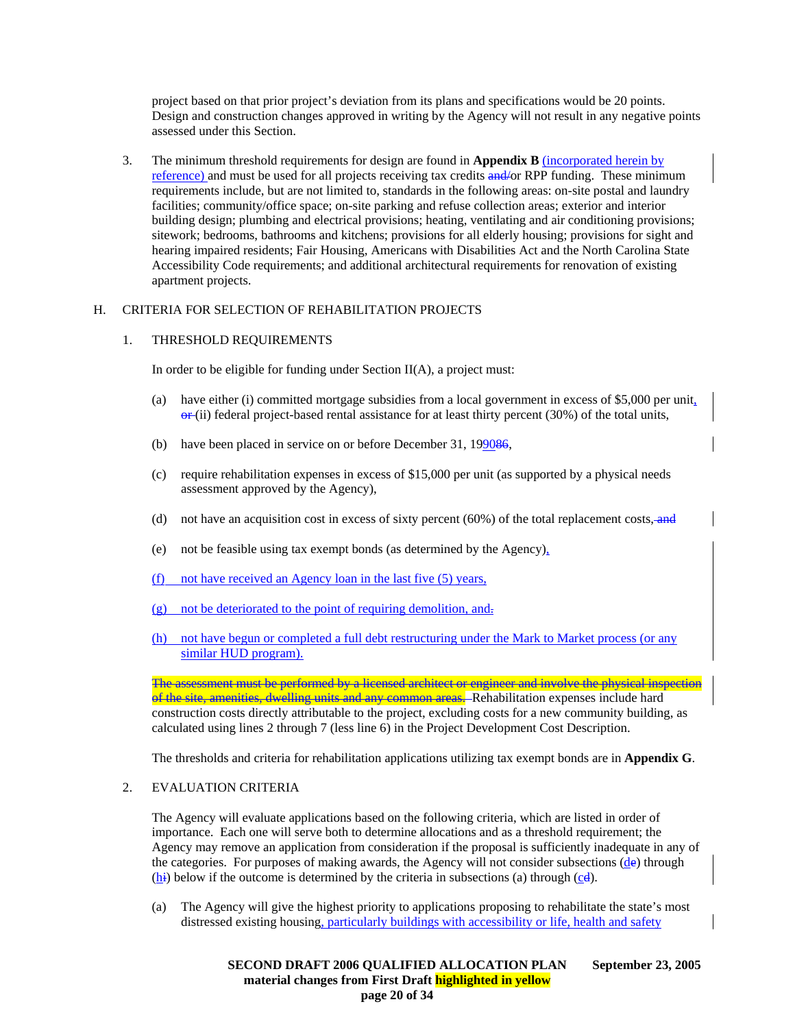project based on that prior project's deviation from its plans and specifications would be 20 points. Design and construction changes approved in writing by the Agency will not result in any negative points assessed under this Section.

3. The minimum threshold requirements for design are found in **Appendix B** (incorporated herein by reference) and must be used for all projects receiving tax credits ~~and/~~or RPP funding. These minimum requirements include, but are not limited to, standards in the following areas: on-site postal and laundry facilities; community/office space; on-site parking and refuse collection areas; exterior and interior building design; plumbing and electrical provisions; heating, ventilating and air conditioning provisions; sitework; bedrooms, bathrooms and kitchens; provisions for all elderly housing; provisions for sight and hearing impaired residents; Fair Housing, Americans with Disabilities Act and the North Carolina State Accessibility Code requirements; and additional architectural requirements for renovation of existing apartment projects.

H. CRITERIA FOR SELECTION OF REHABILITATION PROJECTS

1. THRESHOLD REQUIREMENTS

In order to be eligible for funding under Section II(A), a project must:

(a) have either (i) committed mortgage subsidies from a local government in excess of $5,000 per unit, ~~or~~ (ii) federal project-based rental assistance for at least thirty percent (30%) of the total units,

(b) have been placed in service on or before December 31, 19~~86~~90,

(c) require rehabilitation expenses in excess of $15,000 per unit (as supported by a physical needs assessment approved by the Agency),

(d) not have an acquisition cost in excess of sixty percent (60%) of the total replacement costs, ~~and~~

(e) not be feasible using tax exempt bonds (as determined by the Agency),

(f) not have received an Agency loan in the last five (5) years,

(g) not be deteriorated to the point of requiring demolition, and~~.~~

(h) not have begun or completed a full debt restructuring under the Mark to Market process (or any similar HUD program).

~~The assessment must be performed by a licensed architect or engineer and involve the physical inspection of the site, amenities, dwelling units and any common areas.~~ Rehabilitation expenses include hard construction costs directly attributable to the project, excluding costs for a new community building, as calculated using lines 2 through 7 (less line 6) in the Project Development Cost Description.

The thresholds and criteria for rehabilitation applications utilizing tax exempt bonds are in **Appendix G**.

2. EVALUATION CRITERIA

The Agency will evaluate applications based on the following criteria, which are listed in order of importance. Each one will serve both to determine allocations and as a threshold requirement; the Agency may remove an application from consideration if the proposal is sufficiently inadequate in any of the categories. For purposes of making awards, the Agency will not consider subsections (d~~e~~) through (h~~i~~) below if the outcome is determined by the criteria in subsections (a) through (c~~d~~).

(a) The Agency will give the highest priority to applications proposing to rehabilitate the state's most distressed existing housing, particularly buildings with accessibility or life, health and safety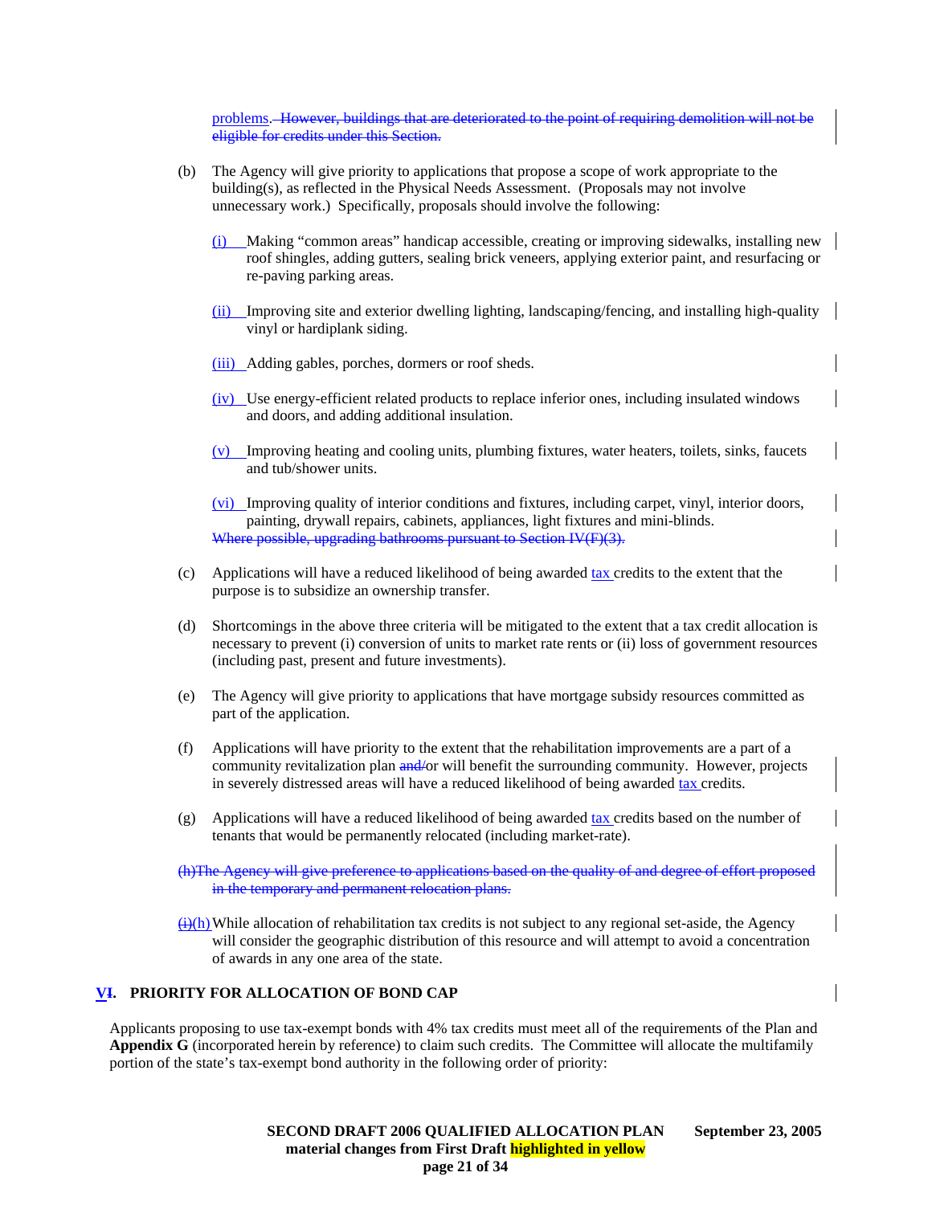problems. ~~However, buildings that are deteriorated to the point of requiring demolition will not be eligible for credits under this Section.~~

(b) The Agency will give priority to applications that propose a scope of work appropriate to the building(s), as reflected in the Physical Needs Assessment. (Proposals may not involve unnecessary work.) Specifically, proposals should involve the following:

(i) Making "common areas" handicap accessible, creating or improving sidewalks, installing new roof shingles, adding gutters, sealing brick veneers, applying exterior paint, and resurfacing or re-paving parking areas.

(ii) Improving site and exterior dwelling lighting, landscaping/fencing, and installing high-quality vinyl or hardiplank siding.

(iii) Adding gables, porches, dormers or roof sheds.

(iv) Use energy-efficient related products to replace inferior ones, including insulated windows and doors, and adding additional insulation.

(v) Improving heating and cooling units, plumbing fixtures, water heaters, toilets, sinks, faucets and tub/shower units.

(vi) Improving quality of interior conditions and fixtures, including carpet, vinyl, interior doors, painting, drywall repairs, cabinets, appliances, light fixtures and mini-blinds.
~~Where possible, upgrading bathrooms pursuant to Section IV(F)(3).~~

(c) Applications will have a reduced likelihood of being awarded tax credits to the extent that the purpose is to subsidize an ownership transfer.

(d) Shortcomings in the above three criteria will be mitigated to the extent that a tax credit allocation is necessary to prevent (i) conversion of units to market rate rents or (ii) loss of government resources (including past, present and future investments).

(e) The Agency will give priority to applications that have mortgage subsidy resources committed as part of the application.

(f) Applications will have priority to the extent that the rehabilitation improvements are a part of a community revitalization plan ~~and/~~or will benefit the surrounding community. However, projects in severely distressed areas will have a reduced likelihood of being awarded tax credits.

(g) Applications will have a reduced likelihood of being awarded tax credits based on the number of tenants that would be permanently relocated (including market-rate).

~~(h)The Agency will give preference to applications based on the quality of and degree of effort proposed in the temporary and permanent relocation plans.~~

~~(i)~~(h) While allocation of rehabilitation tax credits is not subject to any regional set-aside, the Agency will consider the geographic distribution of this resource and will attempt to avoid a concentration of awards in any one area of the state.

## VI. PRIORITY FOR ALLOCATION OF BOND CAP

Applicants proposing to use tax-exempt bonds with 4% tax credits must meet all of the requirements of the Plan and **Appendix G** (incorporated herein by reference) to claim such credits. The Committee will allocate the multifamily portion of the state's tax-exempt bond authority in the following order of priority: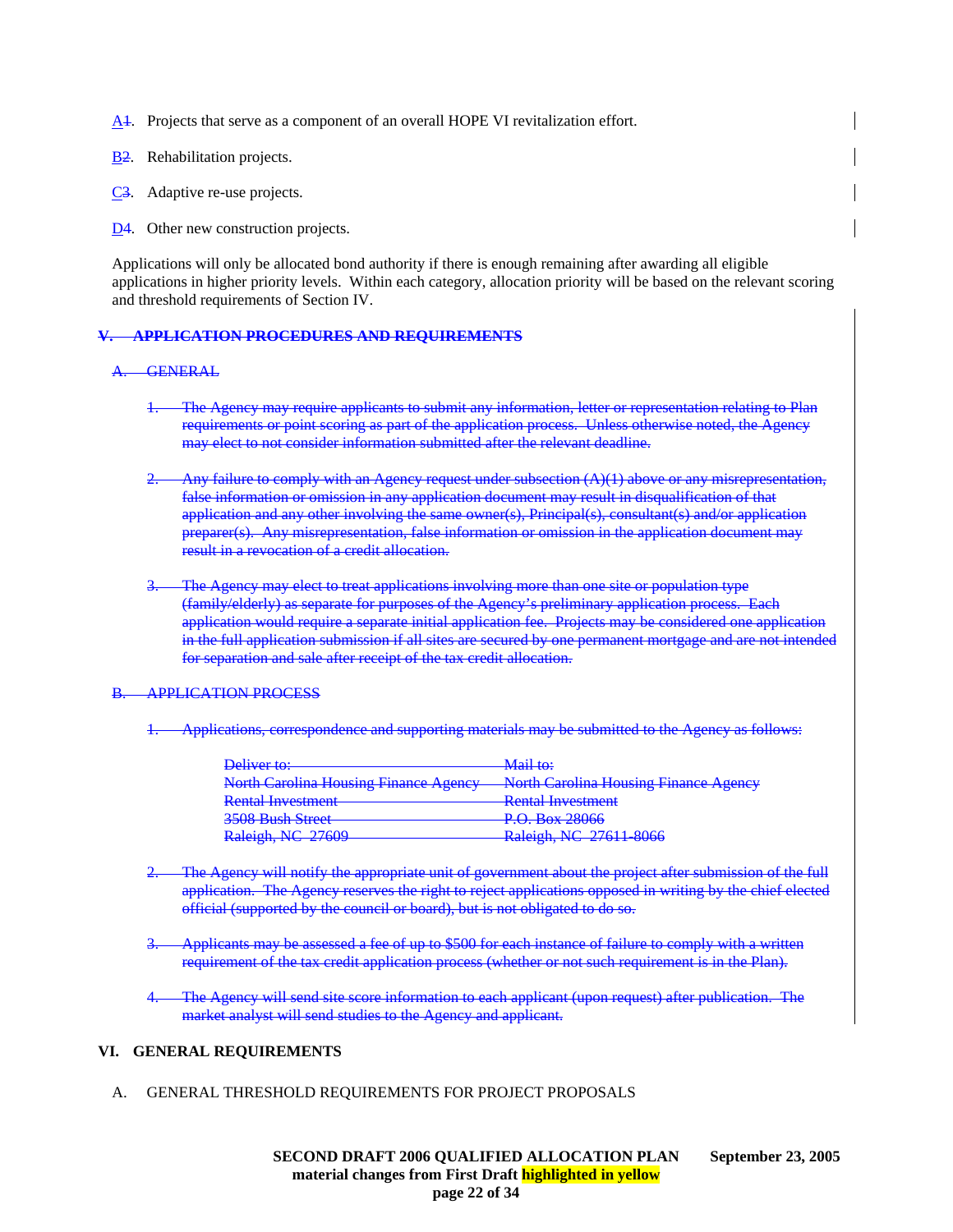A~~1~~. Projects that serve as a component of an overall HOPE VI revitalization effort.

B~~2~~. Rehabilitation projects.

C~~3~~. Adaptive re-use projects.

D~~4~~. Other new construction projects.

Applications will only be allocated bond authority if there is enough remaining after awarding all eligible applications in higher priority levels. Within each category, allocation priority will be based on the relevant scoring and threshold requirements of Section IV.

## ~~V. APPLICATION PROCEDURES AND REQUIREMENTS~~

### ~~A. GENERAL~~

~~1. The Agency may require applicants to submit any information, letter or representation relating to Plan requirements or point scoring as part of the application process. Unless otherwise noted, the Agency may elect to not consider information submitted after the relevant deadline.~~

~~2. Any failure to comply with an Agency request under subsection (A)(1) above or any misrepresentation, false information or omission in any application document may result in disqualification of that application and any other involving the same owner(s), Principal(s), consultant(s) and/or application preparer(s). Any misrepresentation, false information or omission in the application document may result in a revocation of a credit allocation.~~

~~3. The Agency may elect to treat applications involving more than one site or population type (family/elderly) as separate for purposes of the Agency's preliminary application process. Each application would require a separate initial application fee. Projects may be considered one application in the full application submission if all sites are secured by one permanent mortgage and are not intended for separation and sale after receipt of the tax credit allocation.~~

### ~~B. APPLICATION PROCESS~~

~~1. Applications, correspondence and supporting materials may be submitted to the Agency as follows:~~

| ~~Deliver to:~~ | ~~Mail to:~~ |
|---|---|
| ~~North Carolina Housing Finance Agency~~ | ~~North Carolina Housing Finance Agency~~ |
| ~~Rental Investment~~ | ~~Rental Investment~~ |
| ~~3508 Bush Street~~ | ~~P.O. Box 28066~~ |
| ~~Raleigh, NC 27609~~ | ~~Raleigh, NC 27611-8066~~ |

~~2. The Agency will notify the appropriate unit of government about the project after submission of the full application. The Agency reserves the right to reject applications opposed in writing by the chief elected official (supported by the council or board), but is not obligated to do so.~~

~~3. Applicants may be assessed a fee of up to $500 for each instance of failure to comply with a written requirement of the tax credit application process (whether or not such requirement is in the Plan).~~

~~4. The Agency will send site score information to each applicant (upon request) after publication. The market analyst will send studies to the Agency and applicant.~~

## VI. GENERAL REQUIREMENTS

### A. GENERAL THRESHOLD REQUIREMENTS FOR PROJECT PROPOSALS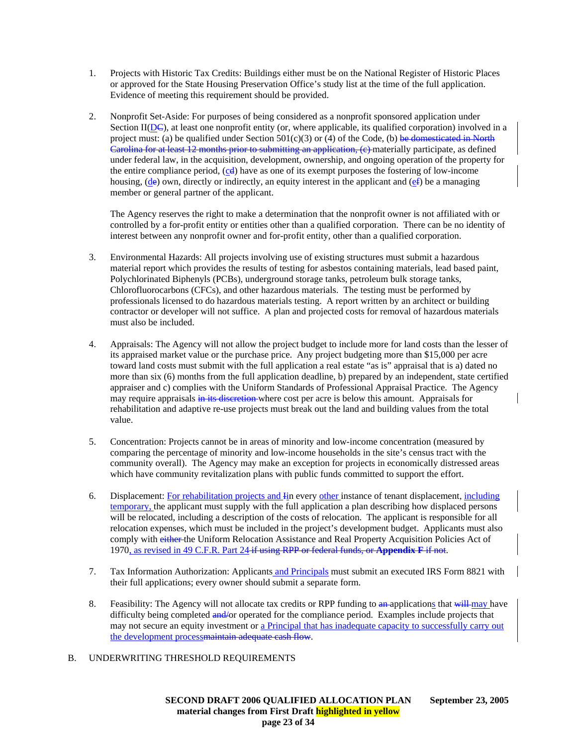1. Projects with Historic Tax Credits: Buildings either must be on the National Register of Historic Places or approved for the State Housing Preservation Office's study list at the time of the full application. Evidence of meeting this requirement should be provided.

2. Nonprofit Set-Aside: For purposes of being considered as a nonprofit sponsored application under Section II(~~C~~D), at least one nonprofit entity (or, where applicable, its qualified corporation) involved in a project must: (a) be qualified under Section 501(c)(3) or (4) of the Code, (b) ~~be domesticated in North Carolina for at least 12 months prior to submitting an application, (c)~~ materially participate, as defined under federal law, in the acquisition, development, ownership, and ongoing operation of the property for the entire compliance period, (~~d~~c) have as one of its exempt purposes the fostering of low-income housing, (~~e~~d) own, directly or indirectly, an equity interest in the applicant and (~~f~~e) be a managing member or general partner of the applicant.

   The Agency reserves the right to make a determination that the nonprofit owner is not affiliated with or controlled by a for-profit entity or entities other than a qualified corporation. There can be no identity of interest between any nonprofit owner and for-profit entity, other than a qualified corporation.

3. Environmental Hazards: All projects involving use of existing structures must submit a hazardous material report which provides the results of testing for asbestos containing materials, lead based paint, Polychlorinated Biphenyls (PCBs), underground storage tanks, petroleum bulk storage tanks, Chlorofluorocarbons (CFCs), and other hazardous materials. The testing must be performed by professionals licensed to do hazardous materials testing. A report written by an architect or building contractor or developer will not suffice. A plan and projected costs for removal of hazardous materials must also be included.

4. Appraisals: The Agency will not allow the project budget to include more for land costs than the lesser of its appraised market value or the purchase price. Any project budgeting more than $15,000 per acre toward land costs must submit with the full application a real estate "as is" appraisal that is a) dated no more than six (6) months from the full application deadline, b) prepared by an independent, state certified appraiser and c) complies with the Uniform Standards of Professional Appraisal Practice. The Agency may require appraisals ~~in its discretion~~ where cost per acre is below this amount. Appraisals for rehabilitation and adaptive re-use projects must break out the land and building values from the total value.

5. Concentration: Projects cannot be in areas of minority and low-income concentration (measured by comparing the percentage of minority and low-income households in the site's census tract with the community overall). The Agency may make an exception for projects in economically distressed areas which have community revitalization plans with public funds committed to support the effort.

6. Displacement: For rehabilitation projects and ~~I~~in every other instance of tenant displacement, including temporary, the applicant must supply with the full application a plan describing how displaced persons will be relocated, including a description of the costs of relocation. The applicant is responsible for all relocation expenses, which must be included in the project's development budget. Applicants must also comply with ~~either~~ the Uniform Relocation Assistance and Real Property Acquisition Policies Act of 1970, as revised in 49 C.F.R. Part 24 ~~if using RPP or federal funds, or **Appendix F** if not~~.

7. Tax Information Authorization: Applicants and Principals must submit an executed IRS Form 8821 with their full applications; every owner should submit a separate form.

8. Feasibility: The Agency will not allocate tax credits or RPP funding to ~~an~~ applications that ~~will~~ may have difficulty being completed ~~and/~~or operated for the compliance period. Examples include projects that may not secure an equity investment or a Principal that has inadequate capacity to successfully carry out the development process~~maintain adequate cash flow~~.

B. UNDERWRITING THRESHOLD REQUIREMENTS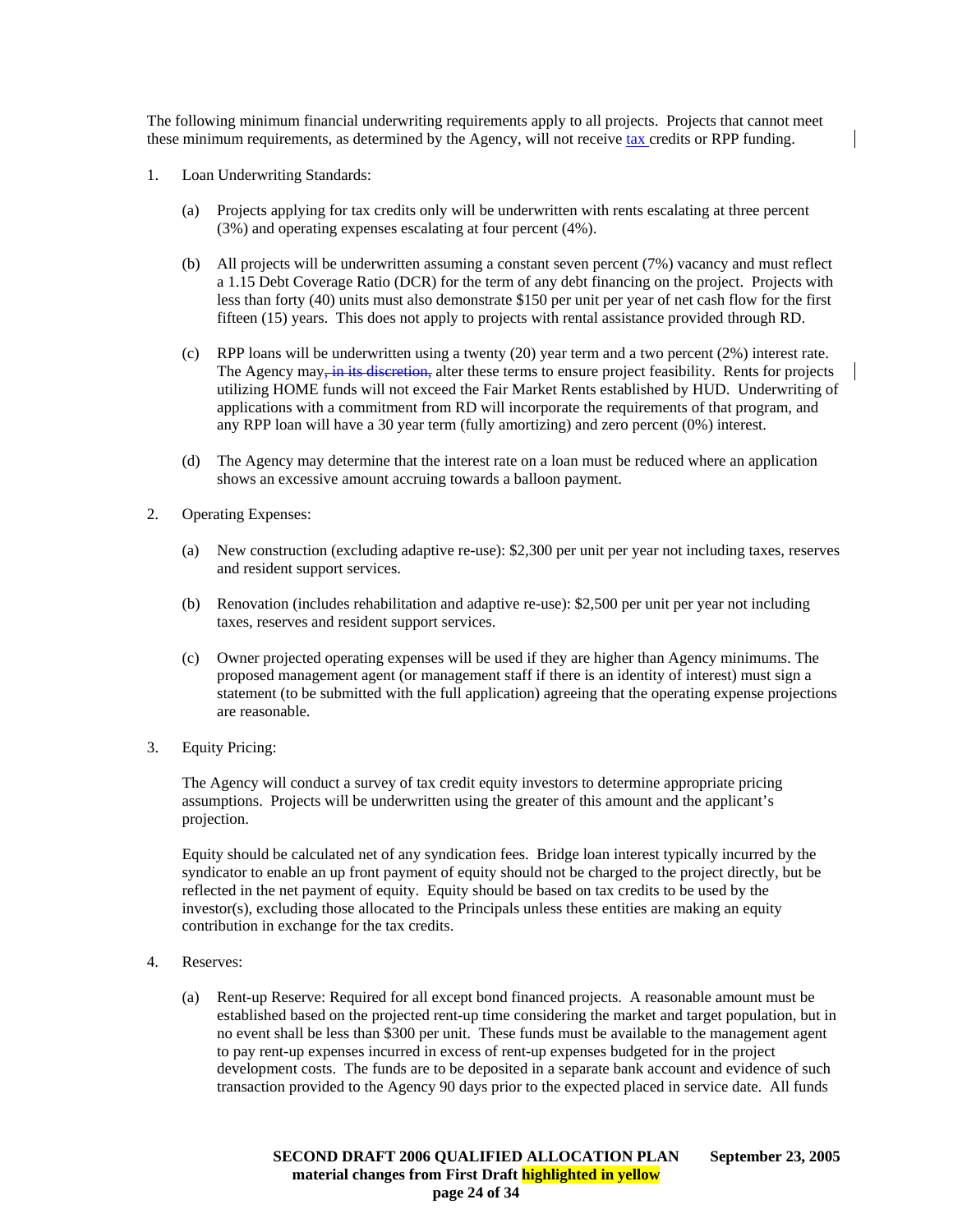The following minimum financial underwriting requirements apply to all projects. Projects that cannot meet these minimum requirements, as determined by the Agency, will not receive tax credits or RPP funding.

1. Loan Underwriting Standards:

   (a) Projects applying for tax credits only will be underwritten with rents escalating at three percent (3%) and operating expenses escalating at four percent (4%).

   (b) All projects will be underwritten assuming a constant seven percent (7%) vacancy and must reflect a 1.15 Debt Coverage Ratio (DCR) for the term of any debt financing on the project. Projects with less than forty (40) units must also demonstrate $150 per unit per year of net cash flow for the first fifteen (15) years. This does not apply to projects with rental assistance provided through RD.

   (c) RPP loans will be underwritten using a twenty (20) year term and a two percent (2%) interest rate. The Agency may~~, in its discretion,~~ alter these terms to ensure project feasibility. Rents for projects utilizing HOME funds will not exceed the Fair Market Rents established by HUD. Underwriting of applications with a commitment from RD will incorporate the requirements of that program, and any RPP loan will have a 30 year term (fully amortizing) and zero percent (0%) interest.

   (d) The Agency may determine that the interest rate on a loan must be reduced where an application shows an excessive amount accruing towards a balloon payment.

2. Operating Expenses:

   (a) New construction (excluding adaptive re-use): $2,300 per unit per year not including taxes, reserves and resident support services.

   (b) Renovation (includes rehabilitation and adaptive re-use): $2,500 per unit per year not including taxes, reserves and resident support services.

   (c) Owner projected operating expenses will be used if they are higher than Agency minimums. The proposed management agent (or management staff if there is an identity of interest) must sign a statement (to be submitted with the full application) agreeing that the operating expense projections are reasonable.

3. Equity Pricing:

   The Agency will conduct a survey of tax credit equity investors to determine appropriate pricing assumptions. Projects will be underwritten using the greater of this amount and the applicant's projection.

   Equity should be calculated net of any syndication fees. Bridge loan interest typically incurred by the syndicator to enable an up front payment of equity should not be charged to the project directly, but be reflected in the net payment of equity. Equity should be based on tax credits to be used by the investor(s), excluding those allocated to the Principals unless these entities are making an equity contribution in exchange for the tax credits.

4. Reserves:

   (a) Rent-up Reserve: Required for all except bond financed projects. A reasonable amount must be established based on the projected rent-up time considering the market and target population, but in no event shall be less than $300 per unit. These funds must be available to the management agent to pay rent-up expenses incurred in excess of rent-up expenses budgeted for in the project development costs. The funds are to be deposited in a separate bank account and evidence of such transaction provided to the Agency 90 days prior to the expected placed in service date. All funds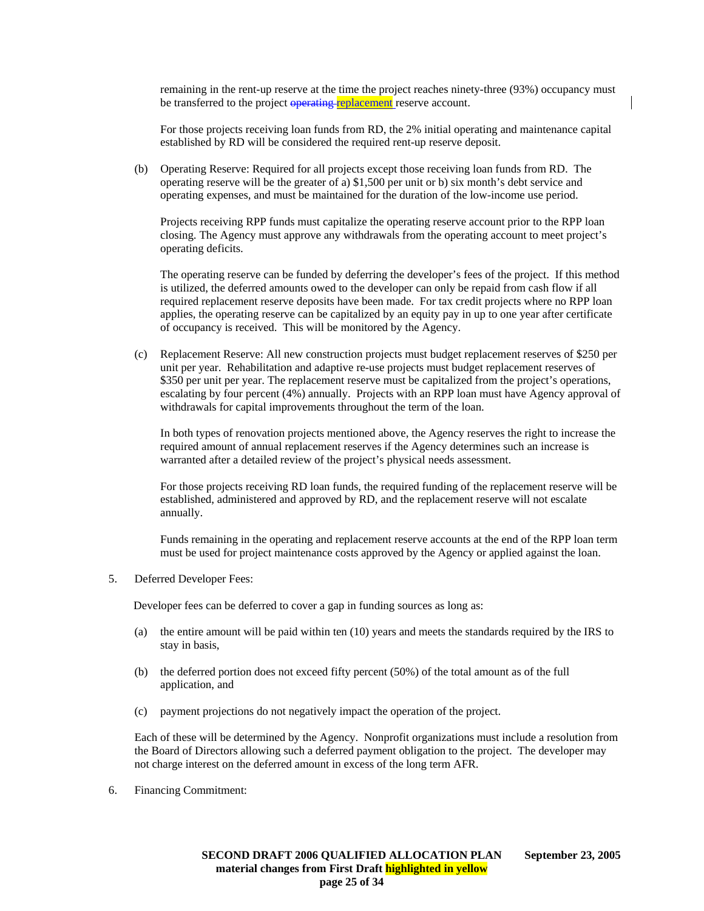remaining in the rent-up reserve at the time the project reaches ninety-three (93%) occupancy must be transferred to the project ~~operating~~ replacement reserve account.

For those projects receiving loan funds from RD, the 2% initial operating and maintenance capital established by RD will be considered the required rent-up reserve deposit.

(b) Operating Reserve: Required for all projects except those receiving loan funds from RD. The operating reserve will be the greater of a) $1,500 per unit or b) six month's debt service and operating expenses, and must be maintained for the duration of the low-income use period.

Projects receiving RPP funds must capitalize the operating reserve account prior to the RPP loan closing. The Agency must approve any withdrawals from the operating account to meet project's operating deficits.

The operating reserve can be funded by deferring the developer's fees of the project. If this method is utilized, the deferred amounts owed to the developer can only be repaid from cash flow if all required replacement reserve deposits have been made. For tax credit projects where no RPP loan applies, the operating reserve can be capitalized by an equity pay in up to one year after certificate of occupancy is received. This will be monitored by the Agency.

(c) Replacement Reserve: All new construction projects must budget replacement reserves of $250 per unit per year. Rehabilitation and adaptive re-use projects must budget replacement reserves of $350 per unit per year. The replacement reserve must be capitalized from the project's operations, escalating by four percent (4%) annually. Projects with an RPP loan must have Agency approval of withdrawals for capital improvements throughout the term of the loan.

In both types of renovation projects mentioned above, the Agency reserves the right to increase the required amount of annual replacement reserves if the Agency determines such an increase is warranted after a detailed review of the project's physical needs assessment.

For those projects receiving RD loan funds, the required funding of the replacement reserve will be established, administered and approved by RD, and the replacement reserve will not escalate annually.

Funds remaining in the operating and replacement reserve accounts at the end of the RPP loan term must be used for project maintenance costs approved by the Agency or applied against the loan.

5. Deferred Developer Fees:

Developer fees can be deferred to cover a gap in funding sources as long as:

(a) the entire amount will be paid within ten (10) years and meets the standards required by the IRS to stay in basis,

(b) the deferred portion does not exceed fifty percent (50%) of the total amount as of the full application, and

(c) payment projections do not negatively impact the operation of the project.

Each of these will be determined by the Agency. Nonprofit organizations must include a resolution from the Board of Directors allowing such a deferred payment obligation to the project. The developer may not charge interest on the deferred amount in excess of the long term AFR.

6. Financing Commitment: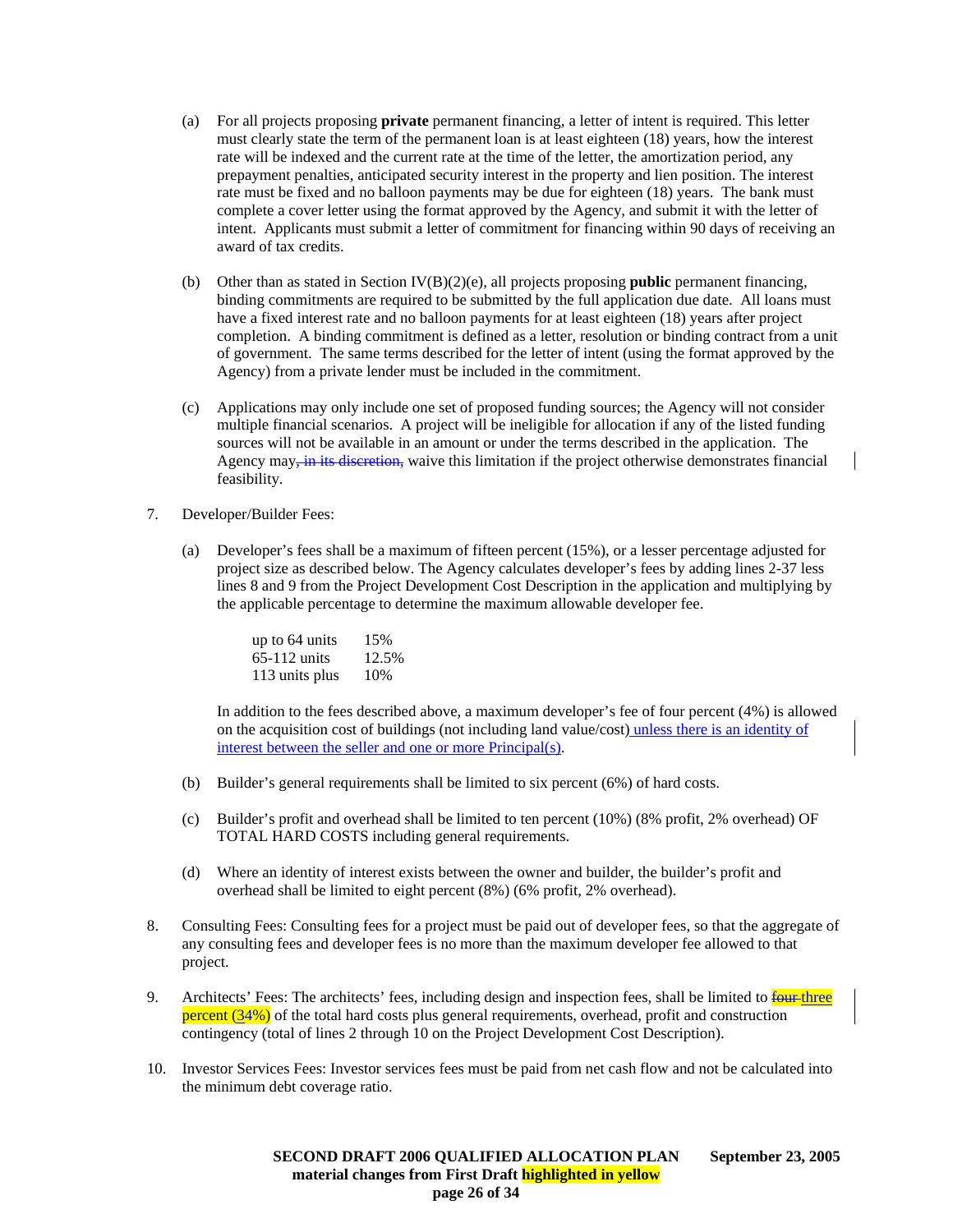(a) For all projects proposing **private** permanent financing, a letter of intent is required. This letter must clearly state the term of the permanent loan is at least eighteen (18) years, how the interest rate will be indexed and the current rate at the time of the letter, the amortization period, any prepayment penalties, anticipated security interest in the property and lien position. The interest rate must be fixed and no balloon payments may be due for eighteen (18) years. The bank must complete a cover letter using the format approved by the Agency, and submit it with the letter of intent. Applicants must submit a letter of commitment for financing within 90 days of receiving an award of tax credits.

(b) Other than as stated in Section IV(B)(2)(e), all projects proposing **public** permanent financing, binding commitments are required to be submitted by the full application due date. All loans must have a fixed interest rate and no balloon payments for at least eighteen (18) years after project completion. A binding commitment is defined as a letter, resolution or binding contract from a unit of government. The same terms described for the letter of intent (using the format approved by the Agency) from a private lender must be included in the commitment.

(c) Applications may only include one set of proposed funding sources; the Agency will not consider multiple financial scenarios. A project will be ineligible for allocation if any of the listed funding sources will not be available in an amount or under the terms described in the application. The Agency may~~, in its discretion,~~ waive this limitation if the project otherwise demonstrates financial feasibility.

7. Developer/Builder Fees:

   (a) Developer's fees shall be a maximum of fifteen percent (15%), or a lesser percentage adjusted for project size as described below. The Agency calculates developer's fees by adding lines 2-37 less lines 8 and 9 from the Project Development Cost Description in the application and multiplying by the applicable percentage to determine the maximum allowable developer fee.

   | | |
   |---|---|
   | up to 64 units | 15% |
   | 65-112 units | 12.5% |
   | 113 units plus | 10% |

   In addition to the fees described above, a maximum developer's fee of four percent (4%) is allowed on the acquisition cost of buildings (not including land value/cost) unless there is an identity of interest between the seller and one or more Principal(s).

   (b) Builder's general requirements shall be limited to six percent (6%) of hard costs.

   (c) Builder's profit and overhead shall be limited to ten percent (10%) (8% profit, 2% overhead) OF TOTAL HARD COSTS including general requirements.

   (d) Where an identity of interest exists between the owner and builder, the builder's profit and overhead shall be limited to eight percent (8%) (6% profit, 2% overhead).

8. Consulting Fees: Consulting fees for a project must be paid out of developer fees, so that the aggregate of any consulting fees and developer fees is no more than the maximum developer fee allowed to that project.

9. Architects' Fees: The architects' fees, including design and inspection fees, shall be limited to ~~four~~ three percent (~~4~~3%) of the total hard costs plus general requirements, overhead, profit and construction contingency (total of lines 2 through 10 on the Project Development Cost Description).

10. Investor Services Fees: Investor services fees must be paid from net cash flow and not be calculated into the minimum debt coverage ratio.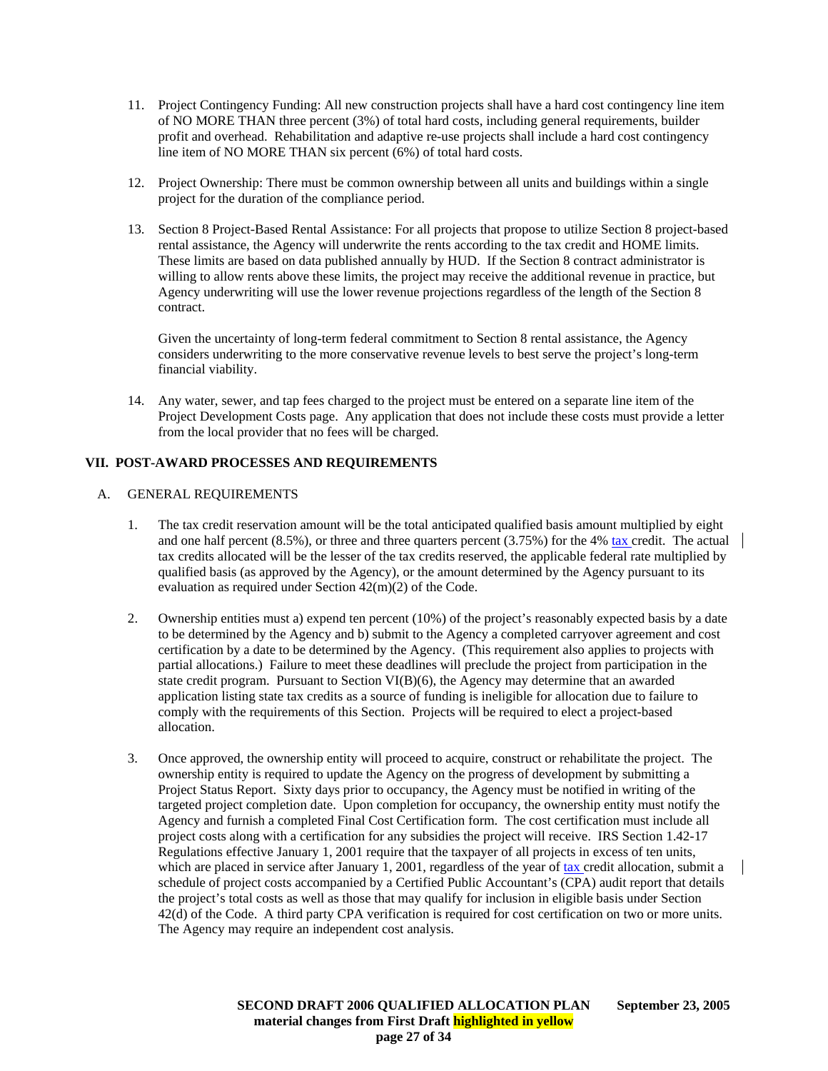11. Project Contingency Funding: All new construction projects shall have a hard cost contingency line item of NO MORE THAN three percent (3%) of total hard costs, including general requirements, builder profit and overhead. Rehabilitation and adaptive re-use projects shall include a hard cost contingency line item of NO MORE THAN six percent (6%) of total hard costs.

12. Project Ownership: There must be common ownership between all units and buildings within a single project for the duration of the compliance period.

13. Section 8 Project-Based Rental Assistance: For all projects that propose to utilize Section 8 project-based rental assistance, the Agency will underwrite the rents according to the tax credit and HOME limits. These limits are based on data published annually by HUD. If the Section 8 contract administrator is willing to allow rents above these limits, the project may receive the additional revenue in practice, but Agency underwriting will use the lower revenue projections regardless of the length of the Section 8 contract.

    Given the uncertainty of long-term federal commitment to Section 8 rental assistance, the Agency considers underwriting to the more conservative revenue levels to best serve the project's long-term financial viability.

14. Any water, sewer, and tap fees charged to the project must be entered on a separate line item of the Project Development Costs page. Any application that does not include these costs must provide a letter from the local provider that no fees will be charged.

## VII. POST-AWARD PROCESSES AND REQUIREMENTS

### A. GENERAL REQUIREMENTS

1. The tax credit reservation amount will be the total anticipated qualified basis amount multiplied by eight and one half percent (8.5%), or three and three quarters percent (3.75%) for the 4% tax credit. The actual tax credits allocated will be the lesser of the tax credits reserved, the applicable federal rate multiplied by qualified basis (as approved by the Agency), or the amount determined by the Agency pursuant to its evaluation as required under Section 42(m)(2) of the Code.

2. Ownership entities must a) expend ten percent (10%) of the project's reasonably expected basis by a date to be determined by the Agency and b) submit to the Agency a completed carryover agreement and cost certification by a date to be determined by the Agency. (This requirement also applies to projects with partial allocations.) Failure to meet these deadlines will preclude the project from participation in the state credit program. Pursuant to Section VI(B)(6), the Agency may determine that an awarded application listing state tax credits as a source of funding is ineligible for allocation due to failure to comply with the requirements of this Section. Projects will be required to elect a project-based allocation.

3. Once approved, the ownership entity will proceed to acquire, construct or rehabilitate the project. The ownership entity is required to update the Agency on the progress of development by submitting a Project Status Report. Sixty days prior to occupancy, the Agency must be notified in writing of the targeted project completion date. Upon completion for occupancy, the ownership entity must notify the Agency and furnish a completed Final Cost Certification form. The cost certification must include all project costs along with a certification for any subsidies the project will receive. IRS Section 1.42-17 Regulations effective January 1, 2001 require that the taxpayer of all projects in excess of ten units, which are placed in service after January 1, 2001, regardless of the year of tax credit allocation, submit a schedule of project costs accompanied by a Certified Public Accountant's (CPA) audit report that details the project's total costs as well as those that may qualify for inclusion in eligible basis under Section 42(d) of the Code. A third party CPA verification is required for cost certification on two or more units. The Agency may require an independent cost analysis.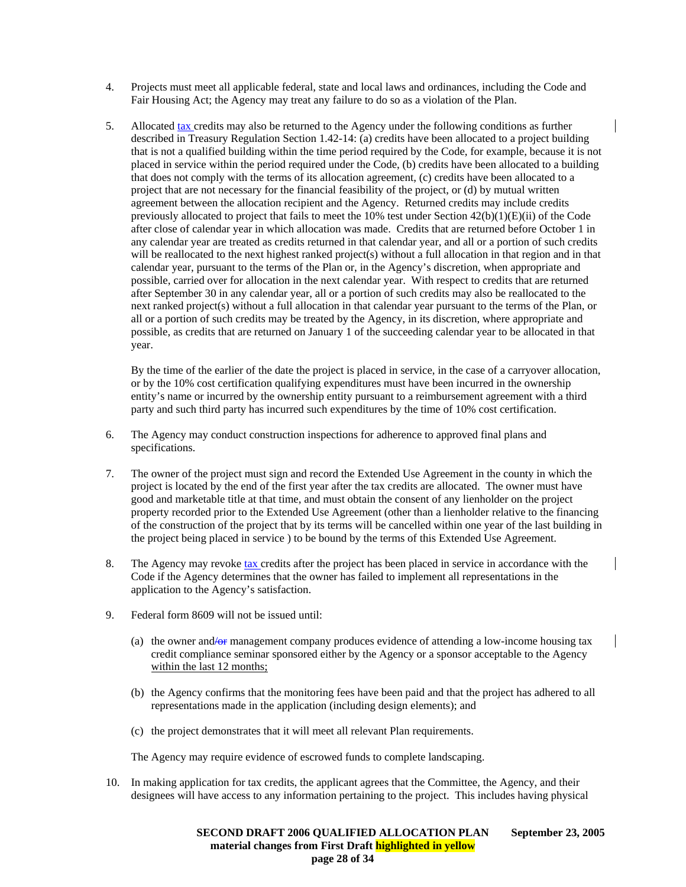4. Projects must meet all applicable federal, state and local laws and ordinances, including the Code and Fair Housing Act; the Agency may treat any failure to do so as a violation of the Plan.

5. Allocated tax credits may also be returned to the Agency under the following conditions as further described in Treasury Regulation Section 1.42-14: (a) credits have been allocated to a project building that is not a qualified building within the time period required by the Code, for example, because it is not placed in service within the period required under the Code, (b) credits have been allocated to a building that does not comply with the terms of its allocation agreement, (c) credits have been allocated to a project that are not necessary for the financial feasibility of the project, or (d) by mutual written agreement between the allocation recipient and the Agency. Returned credits may include credits previously allocated to project that fails to meet the 10% test under Section 42(b)(1)(E)(ii) of the Code after close of calendar year in which allocation was made. Credits that are returned before October 1 in any calendar year are treated as credits returned in that calendar year, and all or a portion of such credits will be reallocated to the next highest ranked project(s) without a full allocation in that region and in that calendar year, pursuant to the terms of the Plan or, in the Agency's discretion, when appropriate and possible, carried over for allocation in the next calendar year. With respect to credits that are returned after September 30 in any calendar year, all or a portion of such credits may also be reallocated to the next ranked project(s) without a full allocation in that calendar year pursuant to the terms of the Plan, or all or a portion of such credits may be treated by the Agency, in its discretion, where appropriate and possible, as credits that are returned on January 1 of the succeeding calendar year to be allocated in that year.

   By the time of the earlier of the date the project is placed in service, in the case of a carryover allocation, or by the 10% cost certification qualifying expenditures must have been incurred in the ownership entity's name or incurred by the ownership entity pursuant to a reimbursement agreement with a third party and such third party has incurred such expenditures by the time of 10% cost certification.

6. The Agency may conduct construction inspections for adherence to approved final plans and specifications.

7. The owner of the project must sign and record the Extended Use Agreement in the county in which the project is located by the end of the first year after the tax credits are allocated. The owner must have good and marketable title at that time, and must obtain the consent of any lienholder on the project property recorded prior to the Extended Use Agreement (other than a lienholder relative to the financing of the construction of the project that by its terms will be cancelled within one year of the last building in the project being placed in service ) to be bound by the terms of this Extended Use Agreement.

8. The Agency may revoke tax credits after the project has been placed in service in accordance with the Code if the Agency determines that the owner has failed to implement all representations in the application to the Agency's satisfaction.

9. Federal form 8609 will not be issued until:

   (a) the owner and~~/or~~ management company produces evidence of attending a low-income housing tax credit compliance seminar sponsored either by the Agency or a sponsor acceptable to the Agency within the last 12 months;

   (b) the Agency confirms that the monitoring fees have been paid and that the project has adhered to all representations made in the application (including design elements); and

   (c) the project demonstrates that it will meet all relevant Plan requirements.

   The Agency may require evidence of escrowed funds to complete landscaping.

10. In making application for tax credits, the applicant agrees that the Committee, the Agency, and their designees will have access to any information pertaining to the project. This includes having physical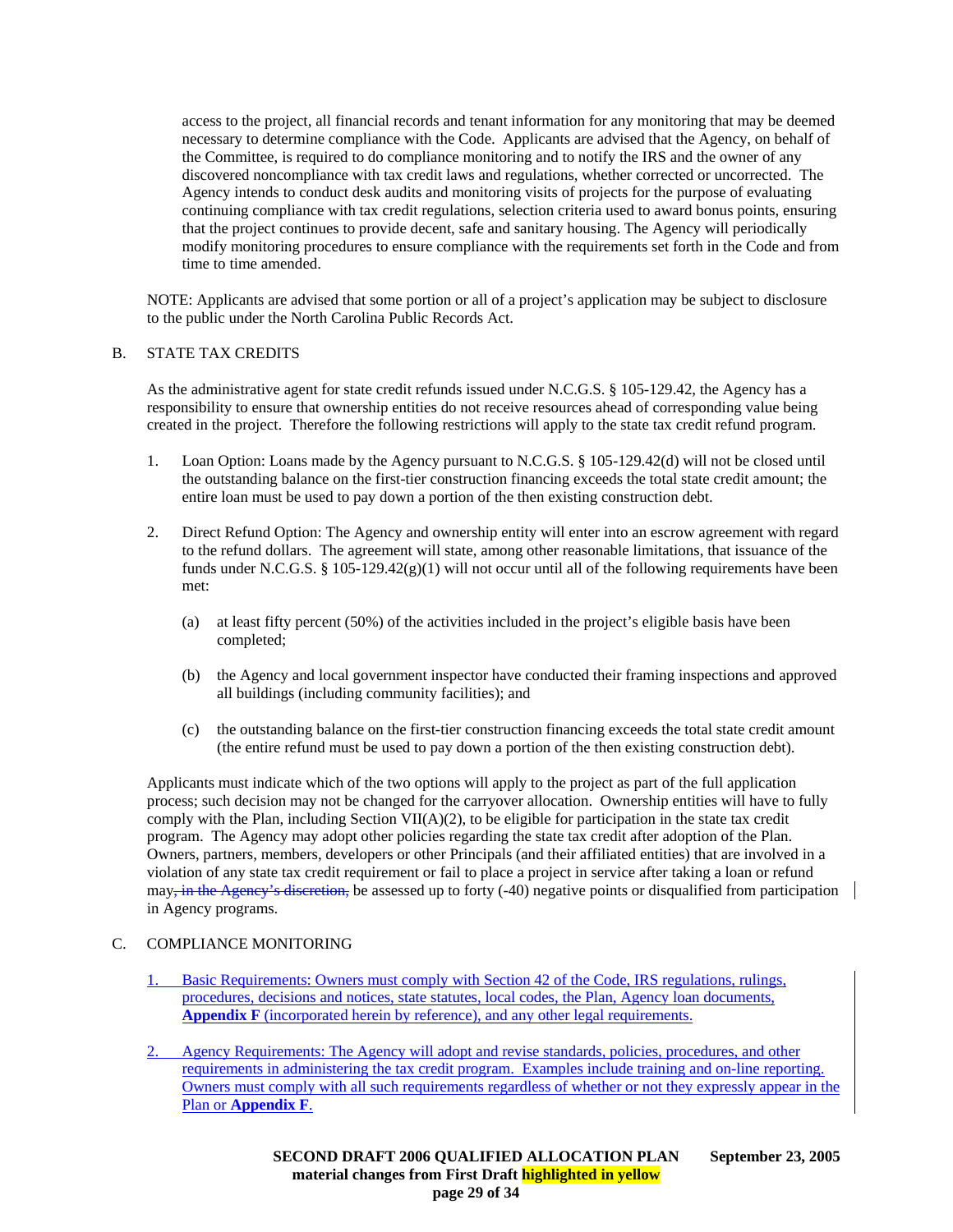access to the project, all financial records and tenant information for any monitoring that may be deemed necessary to determine compliance with the Code. Applicants are advised that the Agency, on behalf of the Committee, is required to do compliance monitoring and to notify the IRS and the owner of any discovered noncompliance with tax credit laws and regulations, whether corrected or uncorrected. The Agency intends to conduct desk audits and monitoring visits of projects for the purpose of evaluating continuing compliance with tax credit regulations, selection criteria used to award bonus points, ensuring that the project continues to provide decent, safe and sanitary housing. The Agency will periodically modify monitoring procedures to ensure compliance with the requirements set forth in the Code and from time to time amended.

NOTE: Applicants are advised that some portion or all of a project's application may be subject to disclosure to the public under the North Carolina Public Records Act.

B. STATE TAX CREDITS

As the administrative agent for state credit refunds issued under N.C.G.S. § 105-129.42, the Agency has a responsibility to ensure that ownership entities do not receive resources ahead of corresponding value being created in the project. Therefore the following restrictions will apply to the state tax credit refund program.

1. Loan Option: Loans made by the Agency pursuant to N.C.G.S. § 105-129.42(d) will not be closed until the outstanding balance on the first-tier construction financing exceeds the total state credit amount; the entire loan must be used to pay down a portion of the then existing construction debt.

2. Direct Refund Option: The Agency and ownership entity will enter into an escrow agreement with regard to the refund dollars. The agreement will state, among other reasonable limitations, that issuance of the funds under N.C.G.S. § 105-129.42(g)(1) will not occur until all of the following requirements have been met:

   (a) at least fifty percent (50%) of the activities included in the project's eligible basis have been completed;

   (b) the Agency and local government inspector have conducted their framing inspections and approved all buildings (including community facilities); and

   (c) the outstanding balance on the first-tier construction financing exceeds the total state credit amount (the entire refund must be used to pay down a portion of the then existing construction debt).

Applicants must indicate which of the two options will apply to the project as part of the full application process; such decision may not be changed for the carryover allocation. Ownership entities will have to fully comply with the Plan, including Section VII(A)(2), to be eligible for participation in the state tax credit program. The Agency may adopt other policies regarding the state tax credit after adoption of the Plan. Owners, partners, members, developers or other Principals (and their affiliated entities) that are involved in a violation of any state tax credit requirement or fail to place a project in service after taking a loan or refund may~~, in the Agency's discretion,~~ be assessed up to forty (-40) negative points or disqualified from participation in Agency programs.

C. COMPLIANCE MONITORING

1. Basic Requirements: Owners must comply with Section 42 of the Code, IRS regulations, rulings, procedures, decisions and notices, state statutes, local codes, the Plan, Agency loan documents, **Appendix F** (incorporated herein by reference), and any other legal requirements.

2. Agency Requirements: The Agency will adopt and revise standards, policies, procedures, and other requirements in administering the tax credit program. Examples include training and on-line reporting. Owners must comply with all such requirements regardless of whether or not they expressly appear in the Plan or **Appendix F**.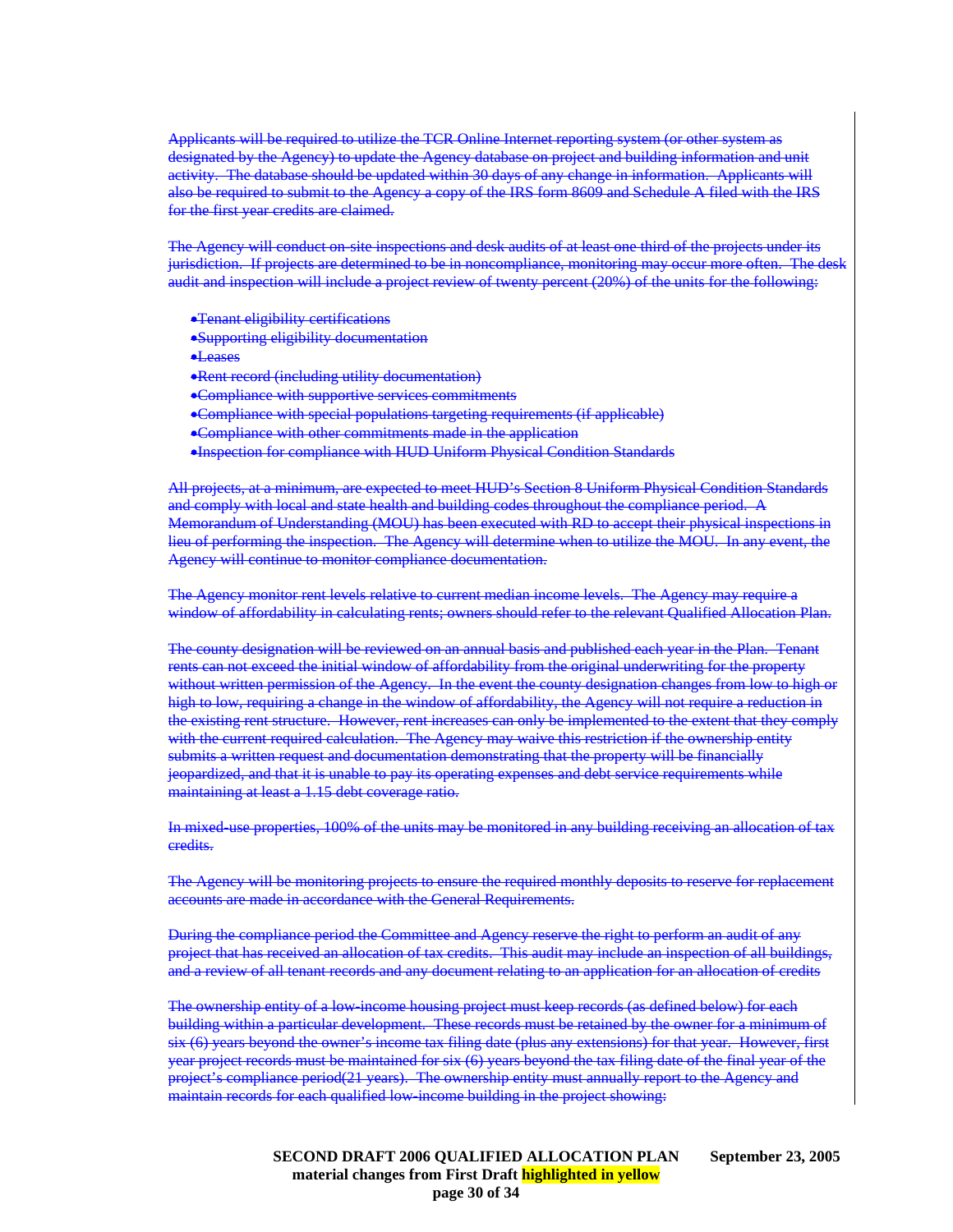~~Applicants will be required to utilize the TCR Online Internet reporting system (or other system as designated by the Agency) to update the Agency database on project and building information and unit activity. The database should be updated within 30 days of any change in information. Applicants will also be required to submit to the Agency a copy of the IRS form 8609 and Schedule A filed with the IRS for the first year credits are claimed.~~

~~The Agency will conduct on-site inspections and desk audits of at least one third of the projects under its jurisdiction. If projects are determined to be in noncompliance, monitoring may occur more often. The desk audit and inspection will include a project review of twenty percent (20%) of the units for the following:~~

- ~~Tenant eligibility certifications~~
- ~~Supporting eligibility documentation~~
- ~~Leases~~
- ~~Rent record (including utility documentation)~~
- ~~Compliance with supportive services commitments~~
- ~~Compliance with special populations targeting requirements (if applicable)~~
- ~~Compliance with other commitments made in the application~~
- ~~Inspection for compliance with HUD Uniform Physical Condition Standards~~

~~All projects, at a minimum, are expected to meet HUD's Section 8 Uniform Physical Condition Standards and comply with local and state health and building codes throughout the compliance period. A Memorandum of Understanding (MOU) has been executed with RD to accept their physical inspections in lieu of performing the inspection. The Agency will determine when to utilize the MOU. In any event, the Agency will continue to monitor compliance documentation.~~

~~The Agency monitor rent levels relative to current median income levels. The Agency may require a window of affordability in calculating rents; owners should refer to the relevant Qualified Allocation Plan.~~

~~The county designation will be reviewed on an annual basis and published each year in the Plan. Tenant rents can not exceed the initial window of affordability from the original underwriting for the property without written permission of the Agency. In the event the county designation changes from low to high or high to low, requiring a change in the window of affordability, the Agency will not require a reduction in the existing rent structure. However, rent increases can only be implemented to the extent that they comply with the current required calculation. The Agency may waive this restriction if the ownership entity submits a written request and documentation demonstrating that the property will be financially jeopardized, and that it is unable to pay its operating expenses and debt service requirements while maintaining at least a 1.15 debt coverage ratio.~~

~~In mixed-use properties, 100% of the units may be monitored in any building receiving an allocation of tax credits.~~

~~The Agency will be monitoring projects to ensure the required monthly deposits to reserve for replacement accounts are made in accordance with the General Requirements.~~

~~During the compliance period the Committee and Agency reserve the right to perform an audit of any project that has received an allocation of tax credits. This audit may include an inspection of all buildings, and a review of all tenant records and any document relating to an application for an allocation of credits~~

~~The ownership entity of a low-income housing project must keep records (as defined below) for each building within a particular development. These records must be retained by the owner for a minimum of six (6) years beyond the owner's income tax filing date (plus any extensions) for that year. However, first year project records must be maintained for six (6) years beyond the tax filing date of the final year of the project's compliance period(21 years). The ownership entity must annually report to the Agency and maintain records for each qualified low-income building in the project showing:~~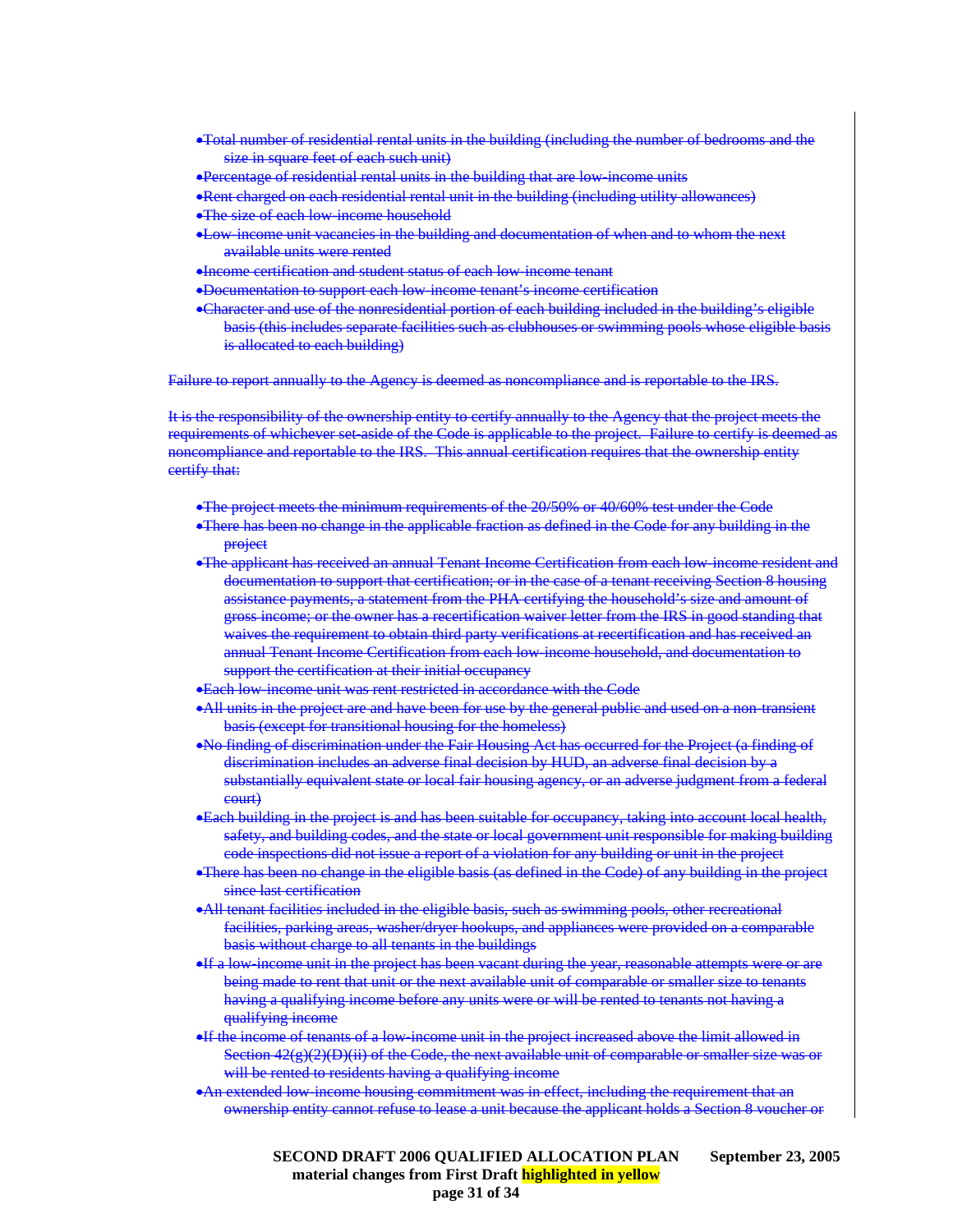- ~~Total number of residential rental units in the building (including the number of bedrooms and the size in square feet of each such unit)~~
- ~~Percentage of residential rental units in the building that are low-income units~~
- ~~Rent charged on each residential rental unit in the building (including utility allowances)~~
- ~~The size of each low-income household~~
- ~~Low-income unit vacancies in the building and documentation of when and to whom the next available units were rented~~
- ~~Income certification and student status of each low-income tenant~~
- ~~Documentation to support each low-income tenant's income certification~~
- ~~Character and use of the nonresidential portion of each building included in the building's eligible basis (this includes separate facilities such as clubhouses or swimming pools whose eligible basis is allocated to each building)~~

~~Failure to report annually to the Agency is deemed as noncompliance and is reportable to the IRS.~~

~~It is the responsibility of the ownership entity to certify annually to the Agency that the project meets the requirements of whichever set-aside of the Code is applicable to the project. Failure to certify is deemed as noncompliance and reportable to the IRS. This annual certification requires that the ownership entity certify that:~~

- ~~The project meets the minimum requirements of the 20/50% or 40/60% test under the Code~~
- ~~There has been no change in the applicable fraction as defined in the Code for any building in the project~~
- ~~The applicant has received an annual Tenant Income Certification from each low-income resident and documentation to support that certification; or in the case of a tenant receiving Section 8 housing assistance payments, a statement from the PHA certifying the household's size and amount of gross income; or the owner has a recertification waiver letter from the IRS in good standing that waives the requirement to obtain third party verifications at recertification and has received an annual Tenant Income Certification from each low-income household, and documentation to support the certification at their initial occupancy~~
- ~~Each low-income unit was rent restricted in accordance with the Code~~
- ~~All units in the project are and have been for use by the general public and used on a non-transient basis (except for transitional housing for the homeless)~~
- ~~No finding of discrimination under the Fair Housing Act has occurred for the Project (a finding of discrimination includes an adverse final decision by HUD, an adverse final decision by a substantially equivalent state or local fair housing agency, or an adverse judgment from a federal court)~~
- ~~Each building in the project is and has been suitable for occupancy, taking into account local health, safety, and building codes, and the state or local government unit responsible for making building code inspections did not issue a report of a violation for any building or unit in the project~~
- ~~There has been no change in the eligible basis (as defined in the Code) of any building in the project since last certification~~
- ~~All tenant facilities included in the eligible basis, such as swimming pools, other recreational facilities, parking areas, washer/dryer hookups, and appliances were provided on a comparable basis without charge to all tenants in the buildings~~
- ~~If a low-income unit in the project has been vacant during the year, reasonable attempts were or are being made to rent that unit or the next available unit of comparable or smaller size to tenants having a qualifying income before any units were or will be rented to tenants not having a qualifying income~~
- ~~If the income of tenants of a low-income unit in the project increased above the limit allowed in Section 42(g)(2)(D)(ii) of the Code, the next available unit of comparable or smaller size was or will be rented to residents having a qualifying income~~
- ~~An extended low-income housing commitment was in effect, including the requirement that an ownership entity cannot refuse to lease a unit because the applicant holds a Section 8 voucher or~~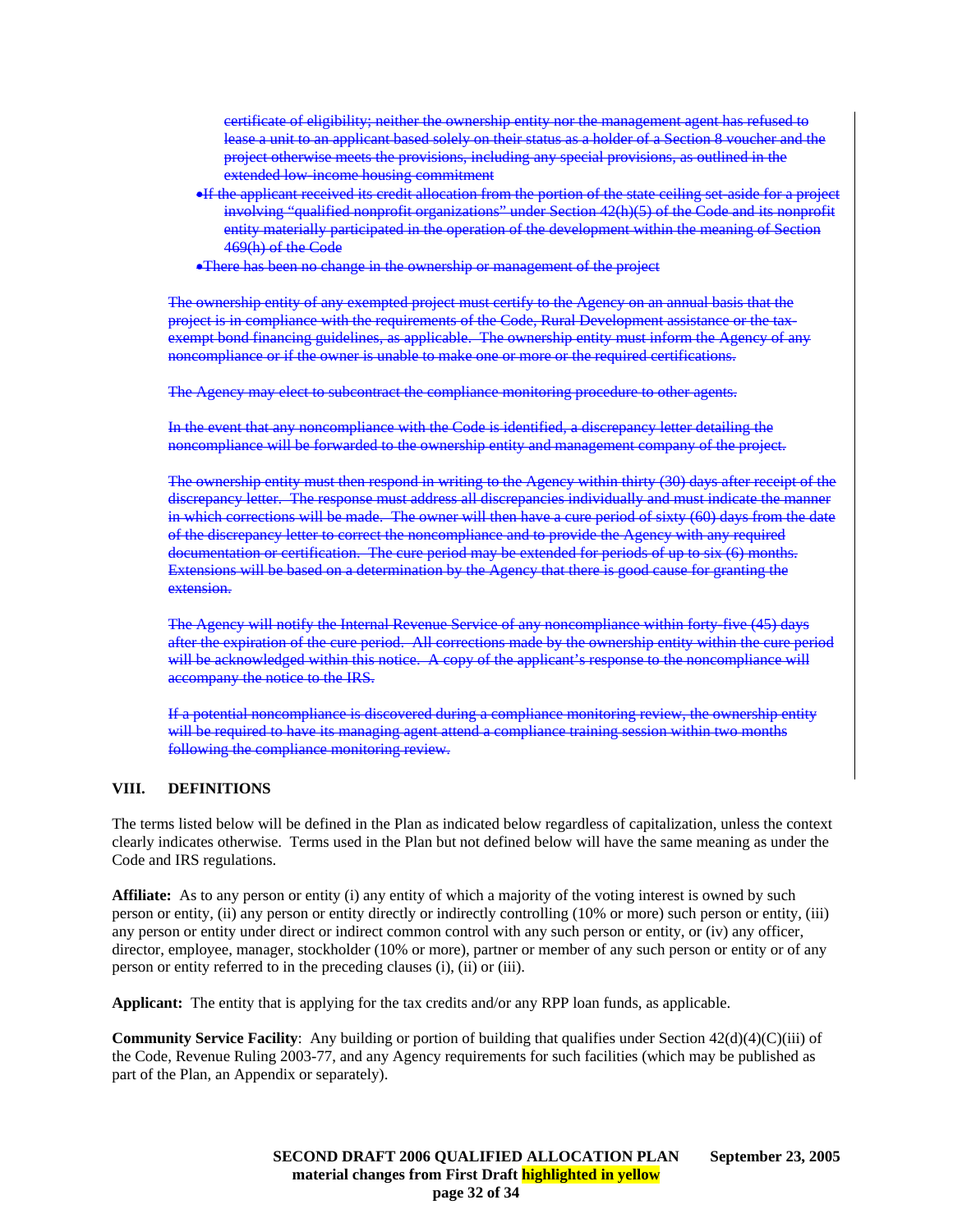~~certificate of eligibility; neither the ownership entity nor the management agent has refused to lease a unit to an applicant based solely on their status as a holder of a Section 8 voucher and the project otherwise meets the provisions, including any special provisions, as outlined in the extended low-income housing commitment~~

- ~~If the applicant received its credit allocation from the portion of the state ceiling set-aside for a project involving "qualified nonprofit organizations" under Section 42(h)(5) of the Code and its nonprofit entity materially participated in the operation of the development within the meaning of Section 469(h) of the Code~~
- ~~There has been no change in the ownership or management of the project~~

~~The ownership entity of any exempted project must certify to the Agency on an annual basis that the project is in compliance with the requirements of the Code, Rural Development assistance or the tax-exempt bond financing guidelines, as applicable. The ownership entity must inform the Agency of any noncompliance or if the owner is unable to make one or more or the required certifications.~~

~~The Agency may elect to subcontract the compliance monitoring procedure to other agents.~~

~~In the event that any noncompliance with the Code is identified, a discrepancy letter detailing the noncompliance will be forwarded to the ownership entity and management company of the project.~~

~~The ownership entity must then respond in writing to the Agency within thirty (30) days after receipt of the discrepancy letter. The response must address all discrepancies individually and must indicate the manner in which corrections will be made. The owner will then have a cure period of sixty (60) days from the date of the discrepancy letter to correct the noncompliance and to provide the Agency with any required documentation or certification. The cure period may be extended for periods of up to six (6) months. Extensions will be based on a determination by the Agency that there is good cause for granting the extension.~~

~~The Agency will notify the Internal Revenue Service of any noncompliance within forty-five (45) days after the expiration of the cure period. All corrections made by the ownership entity within the cure period will be acknowledged within this notice. A copy of the applicant's response to the noncompliance will accompany the notice to the IRS.~~

~~If a potential noncompliance is discovered during a compliance monitoring review, the ownership entity will be required to have its managing agent attend a compliance training session within two months following the compliance monitoring review.~~

## VIII. DEFINITIONS

The terms listed below will be defined in the Plan as indicated below regardless of capitalization, unless the context clearly indicates otherwise. Terms used in the Plan but not defined below will have the same meaning as under the Code and IRS regulations.

**Affiliate:** As to any person or entity (i) any entity of which a majority of the voting interest is owned by such person or entity, (ii) any person or entity directly or indirectly controlling (10% or more) such person or entity, (iii) any person or entity under direct or indirect common control with any such person or entity, or (iv) any officer, director, employee, manager, stockholder (10% or more), partner or member of any such person or entity or of any person or entity referred to in the preceding clauses (i), (ii) or (iii).

**Applicant:** The entity that is applying for the tax credits and/or any RPP loan funds, as applicable.

**Community Service Facility**: Any building or portion of building that qualifies under Section 42(d)(4)(C)(iii) of the Code, Revenue Ruling 2003-77, and any Agency requirements for such facilities (which may be published as part of the Plan, an Appendix or separately).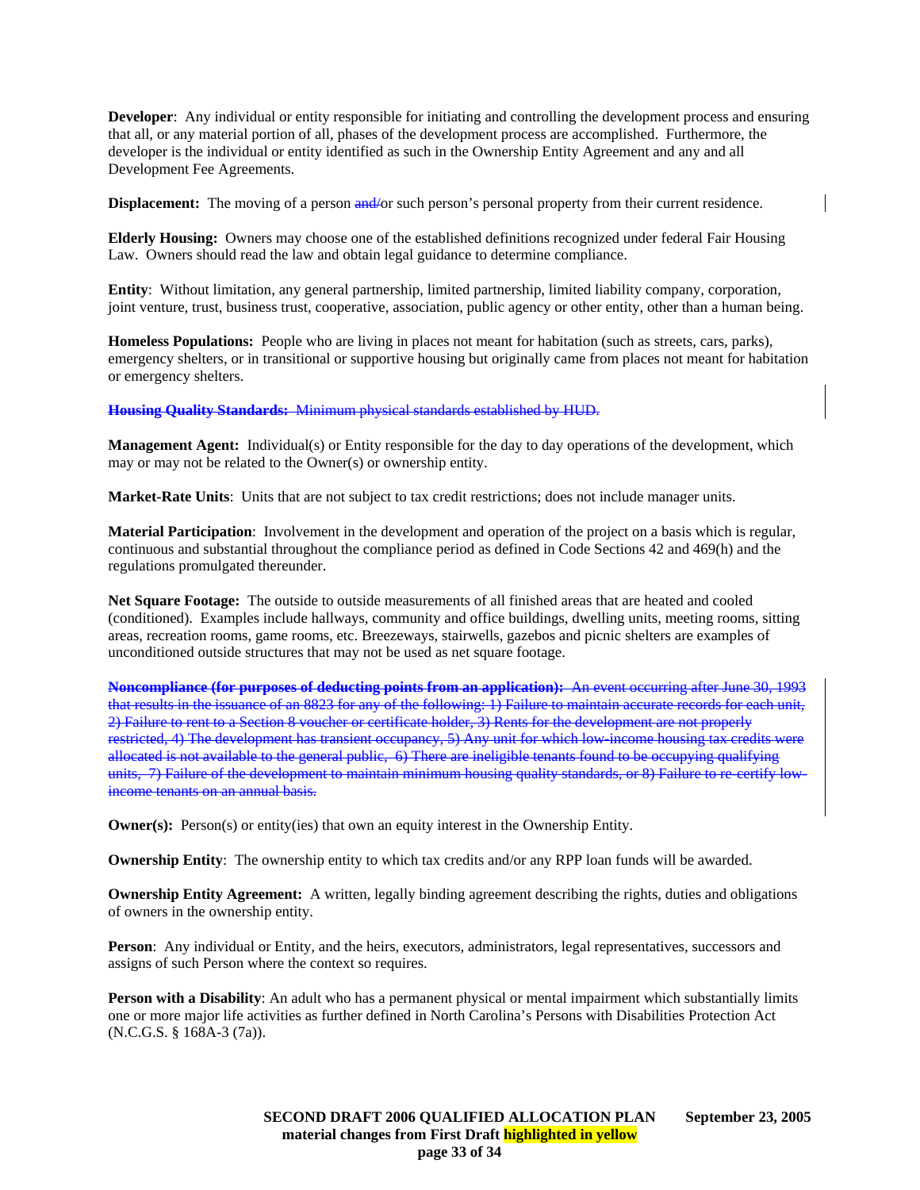**Developer**: Any individual or entity responsible for initiating and controlling the development process and ensuring that all, or any material portion of all, phases of the development process are accomplished. Furthermore, the developer is the individual or entity identified as such in the Ownership Entity Agreement and any and all Development Fee Agreements.

**Displacement:** The moving of a person ~~and/~~or such person's personal property from their current residence.

**Elderly Housing:** Owners may choose one of the established definitions recognized under federal Fair Housing Law. Owners should read the law and obtain legal guidance to determine compliance.

**Entity**: Without limitation, any general partnership, limited partnership, limited liability company, corporation, joint venture, trust, business trust, cooperative, association, public agency or other entity, other than a human being.

**Homeless Populations:** People who are living in places not meant for habitation (such as streets, cars, parks), emergency shelters, or in transitional or supportive housing but originally came from places not meant for habitation or emergency shelters.

~~**Housing Quality Standards:** Minimum physical standards established by HUD.~~

**Management Agent:** Individual(s) or Entity responsible for the day to day operations of the development, which may or may not be related to the Owner(s) or ownership entity.

**Market-Rate Units**: Units that are not subject to tax credit restrictions; does not include manager units.

**Material Participation**: Involvement in the development and operation of the project on a basis which is regular, continuous and substantial throughout the compliance period as defined in Code Sections 42 and 469(h) and the regulations promulgated thereunder.

**Net Square Footage:** The outside to outside measurements of all finished areas that are heated and cooled (conditioned). Examples include hallways, community and office buildings, dwelling units, meeting rooms, sitting areas, recreation rooms, game rooms, etc. Breezeways, stairwells, gazebos and picnic shelters are examples of unconditioned outside structures that may not be used as net square footage.

~~**Noncompliance (for purposes of deducting points from an application):** An event occurring after June 30, 1993 that results in the issuance of an 8823 for any of the following: 1) Failure to maintain accurate records for each unit, 2) Failure to rent to a Section 8 voucher or certificate holder, 3) Rents for the development are not properly restricted, 4) The development has transient occupancy, 5) Any unit for which low-income housing tax credits were allocated is not available to the general public, 6) There are ineligible tenants found to be occupying qualifying units, 7) Failure of the development to maintain minimum housing quality standards, or 8) Failure to re-certify low-income tenants on an annual basis.~~

**Owner(s):** Person(s) or entity(ies) that own an equity interest in the Ownership Entity.

**Ownership Entity**: The ownership entity to which tax credits and/or any RPP loan funds will be awarded.

**Ownership Entity Agreement:** A written, legally binding agreement describing the rights, duties and obligations of owners in the ownership entity.

**Person**: Any individual or Entity, and the heirs, executors, administrators, legal representatives, successors and assigns of such Person where the context so requires.

**Person with a Disability**: An adult who has a permanent physical or mental impairment which substantially limits one or more major life activities as further defined in North Carolina's Persons with Disabilities Protection Act (N.C.G.S. § 168A-3 (7a)).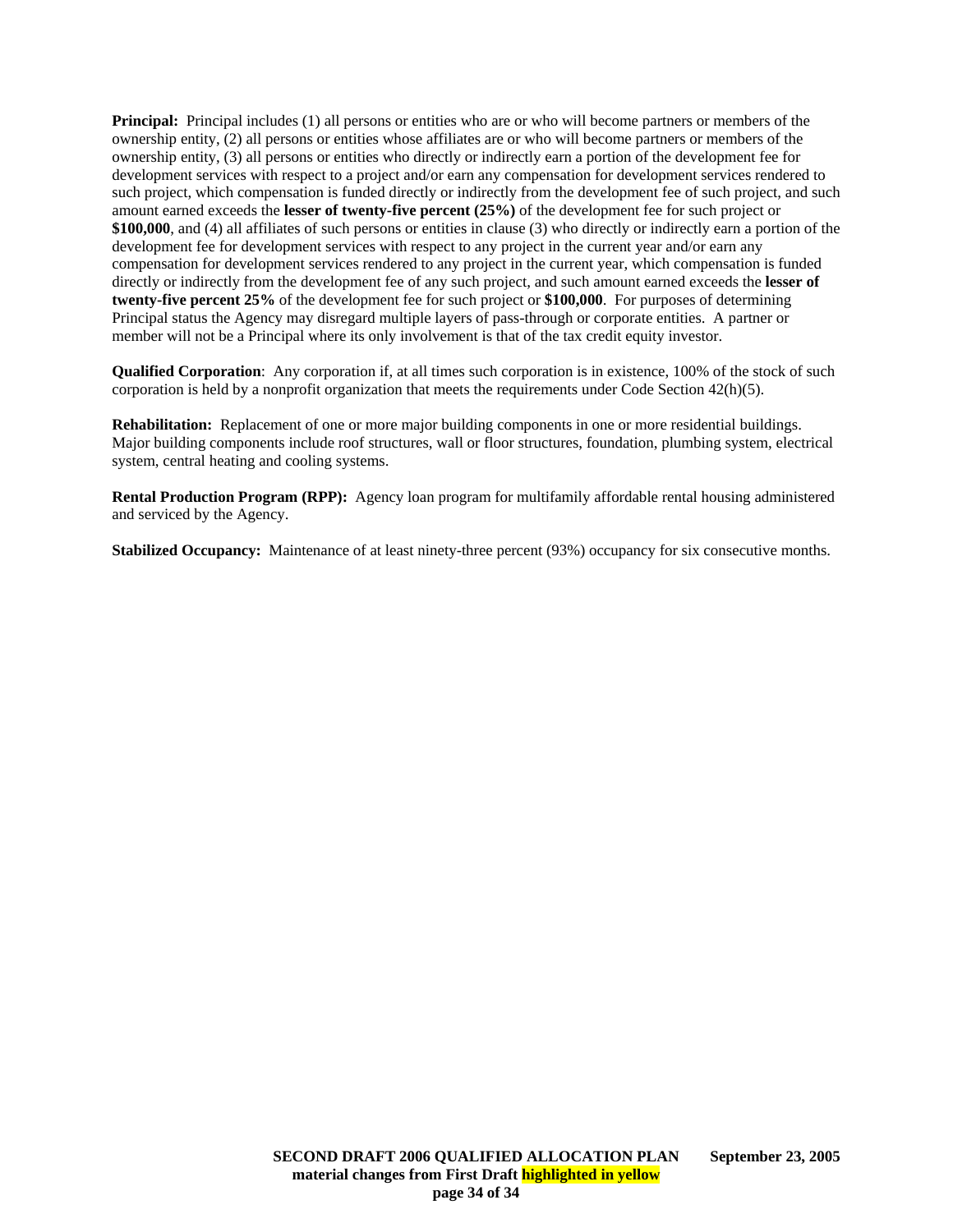**Principal:** Principal includes (1) all persons or entities who are or who will become partners or members of the ownership entity, (2) all persons or entities whose affiliates are or who will become partners or members of the ownership entity, (3) all persons or entities who directly or indirectly earn a portion of the development fee for development services with respect to a project and/or earn any compensation for development services rendered to such project, which compensation is funded directly or indirectly from the development fee of such project, and such amount earned exceeds the **lesser of twenty-five percent (25%)** of the development fee for such project or **$100,000**, and (4) all affiliates of such persons or entities in clause (3) who directly or indirectly earn a portion of the development fee for development services with respect to any project in the current year and/or earn any compensation for development services rendered to any project in the current year, which compensation is funded directly or indirectly from the development fee of any such project, and such amount earned exceeds the **lesser of twenty-five percent 25%** of the development fee for such project or **$100,000**. For purposes of determining Principal status the Agency may disregard multiple layers of pass-through or corporate entities. A partner or member will not be a Principal where its only involvement is that of the tax credit equity investor.

**Qualified Corporation**: Any corporation if, at all times such corporation is in existence, 100% of the stock of such corporation is held by a nonprofit organization that meets the requirements under Code Section 42(h)(5).

**Rehabilitation:** Replacement of one or more major building components in one or more residential buildings. Major building components include roof structures, wall or floor structures, foundation, plumbing system, electrical system, central heating and cooling systems.

**Rental Production Program (RPP):** Agency loan program for multifamily affordable rental housing administered and serviced by the Agency.

**Stabilized Occupancy:** Maintenance of at least ninety-three percent (93%) occupancy for six consecutive months.